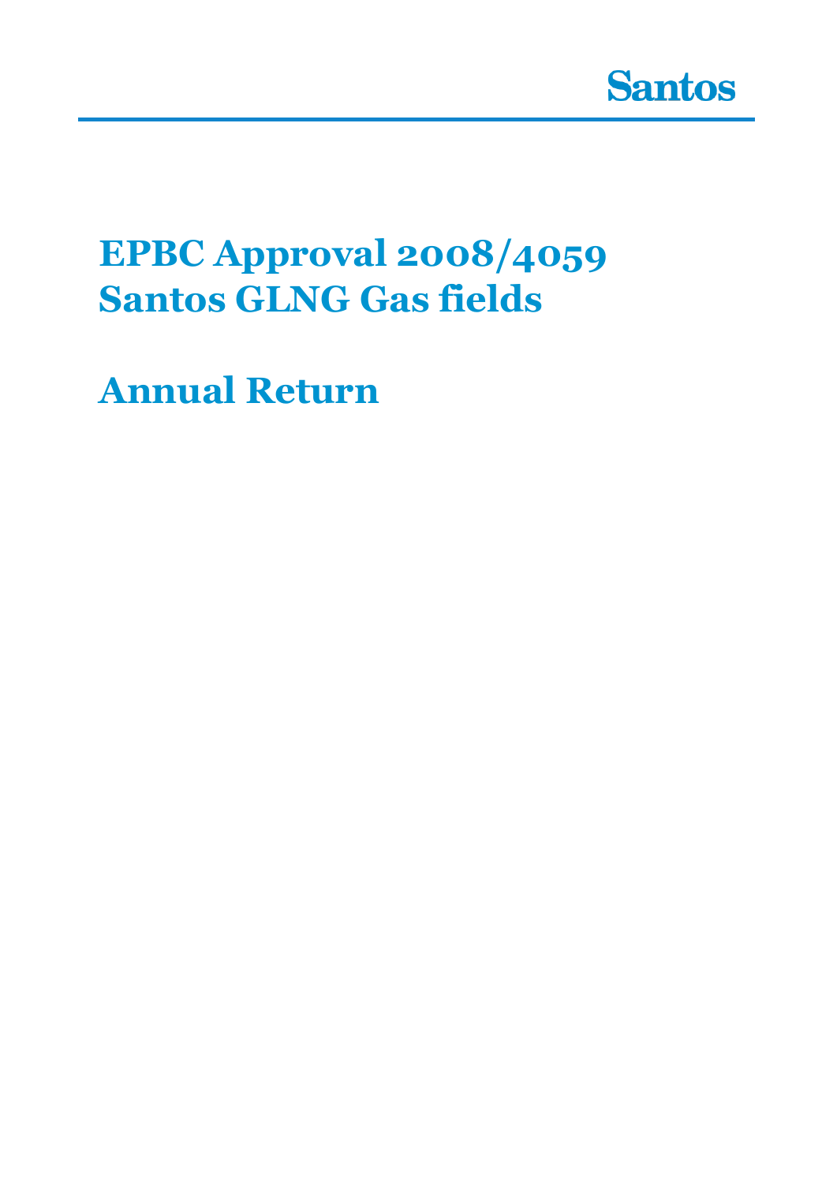Santos

# EPBC Approval 2008/4059 Santos GLNG Gas fields

# Annual Return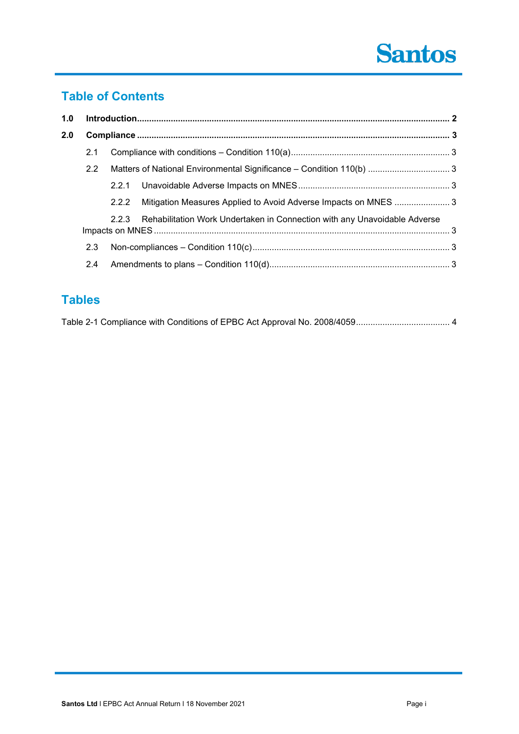## Table of Contents

**1.0 Introduction** ........................................................................................................................ **2**

**2.0 Compliance** ........................................................................................................................ **3**

2.1 Compliance with conditions – Condition 110(a) ................................................................ 3

2.2 Matters of National Environmental Significance – Condition 110(b) ................................ 3

2.2.1 Unavoidable Adverse Impacts on MNES ..................................................................... 3

2.2.2 Mitigation Measures Applied to Avoid Adverse Impacts on MNES ............................. 3

2.2.3 Rehabilitation Work Undertaken in Connection with any Unavoidable Adverse Impacts on MNES ........................................................................................................................ 3

2.3 Non-compliances – Condition 110(c) ................................................................................ 3

2.4 Amendments to plans – Condition 110(d) ......................................................................... 3

## Tables

Table 2-1 Compliance with Conditions of EPBC Act Approval No. 2008/4059 ....................................... 4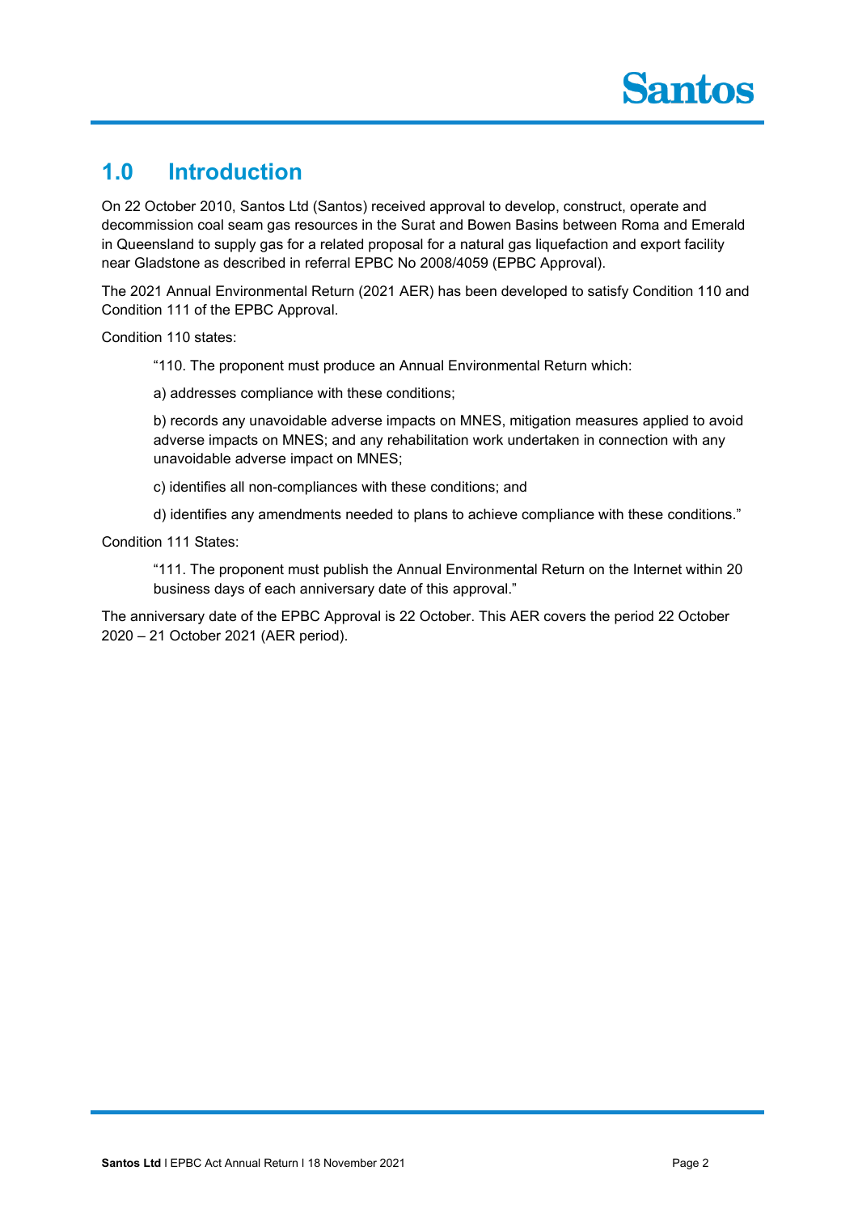# 1.0 Introduction

On 22 October 2010, Santos Ltd (Santos) received approval to develop, construct, operate and decommission coal seam gas resources in the Surat and Bowen Basins between Roma and Emerald in Queensland to supply gas for a related proposal for a natural gas liquefaction and export facility near Gladstone as described in referral EPBC No 2008/4059 (EPBC Approval).

The 2021 Annual Environmental Return (2021 AER) has been developed to satisfy Condition 110 and Condition 111 of the EPBC Approval.

Condition 110 states:

> "110. The proponent must produce an Annual Environmental Return which:
>
> a) addresses compliance with these conditions;
>
> b) records any unavoidable adverse impacts on MNES, mitigation measures applied to avoid adverse impacts on MNES; and any rehabilitation work undertaken in connection with any unavoidable adverse impact on MNES;
>
> c) identifies all non-compliances with these conditions; and
>
> d) identifies any amendments needed to plans to achieve compliance with these conditions."

Condition 111 States:

> "111. The proponent must publish the Annual Environmental Return on the Internet within 20 business days of each anniversary date of this approval."

The anniversary date of the EPBC Approval is 22 October. This AER covers the period 22 October 2020 – 21 October 2021 (AER period).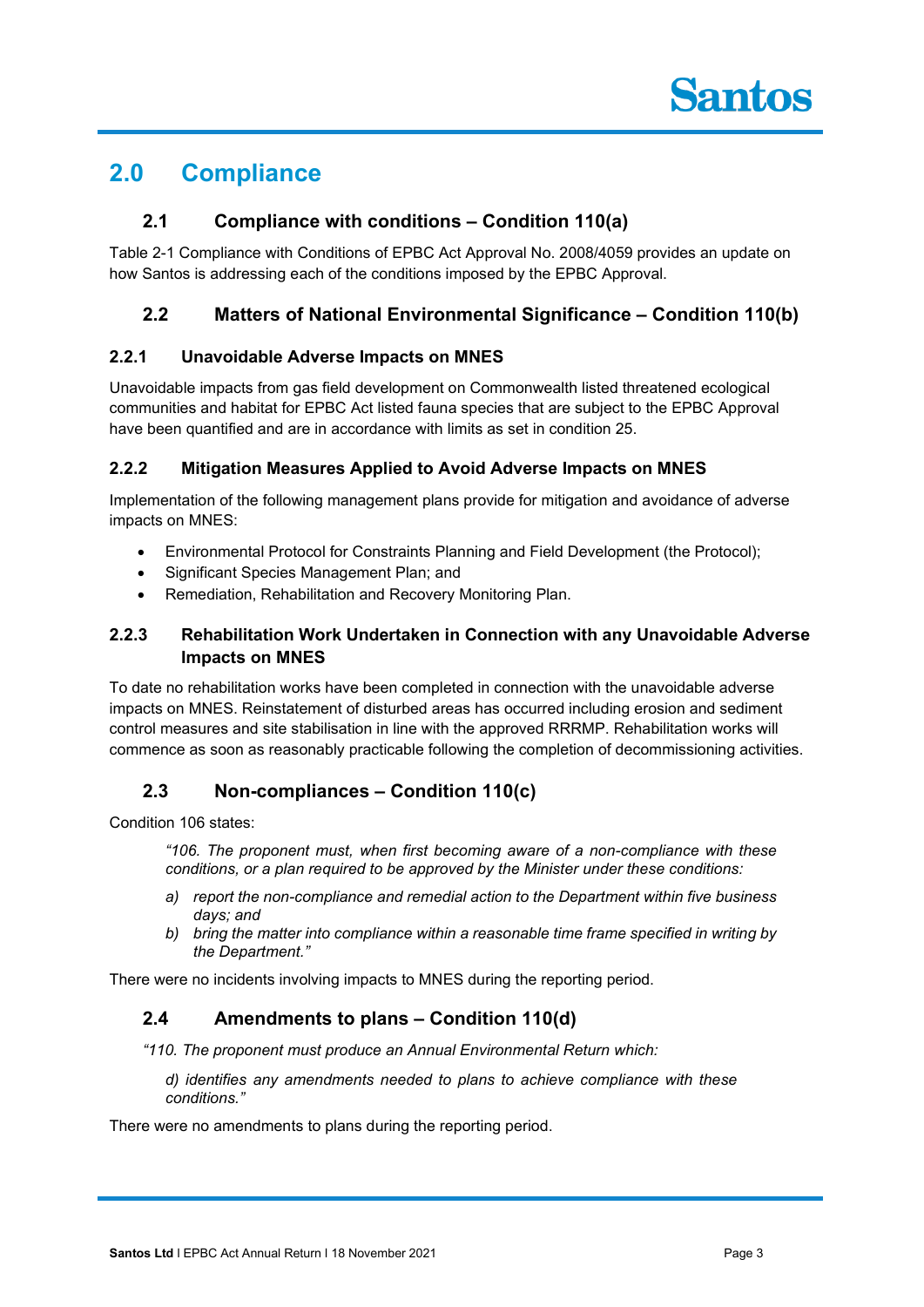# 2.0 Compliance

## 2.1 Compliance with conditions – Condition 110(a)

Table 2-1 Compliance with Conditions of EPBC Act Approval No. 2008/4059 provides an update on how Santos is addressing each of the conditions imposed by the EPBC Approval.

## 2.2 Matters of National Environmental Significance – Condition 110(b)

### 2.2.1 Unavoidable Adverse Impacts on MNES

Unavoidable impacts from gas field development on Commonwealth listed threatened ecological communities and habitat for EPBC Act listed fauna species that are subject to the EPBC Approval have been quantified and are in accordance with limits as set in condition 25.

### 2.2.2 Mitigation Measures Applied to Avoid Adverse Impacts on MNES

Implementation of the following management plans provide for mitigation and avoidance of adverse impacts on MNES:

- Environmental Protocol for Constraints Planning and Field Development (the Protocol);
- Significant Species Management Plan; and
- Remediation, Rehabilitation and Recovery Monitoring Plan.

### 2.2.3 Rehabilitation Work Undertaken in Connection with any Unavoidable Adverse Impacts on MNES

To date no rehabilitation works have been completed in connection with the unavoidable adverse impacts on MNES. Reinstatement of disturbed areas has occurred including erosion and sediment control measures and site stabilisation in line with the approved RRRMP. Rehabilitation works will commence as soon as reasonably practicable following the completion of decommissioning activities.

## 2.3 Non-compliances – Condition 110(c)

Condition 106 states:

> *"106. The proponent must, when first becoming aware of a non-compliance with these conditions, or a plan required to be approved by the Minister under these conditions:*
>
> *a) report the non-compliance and remedial action to the Department within five business days; and*
>
> *b) bring the matter into compliance within a reasonable time frame specified in writing by the Department."*

There were no incidents involving impacts to MNES during the reporting period.

## 2.4 Amendments to plans – Condition 110(d)

*"110. The proponent must produce an Annual Environmental Return which:*

> *d) identifies any amendments needed to plans to achieve compliance with these conditions."*

There were no amendments to plans during the reporting period.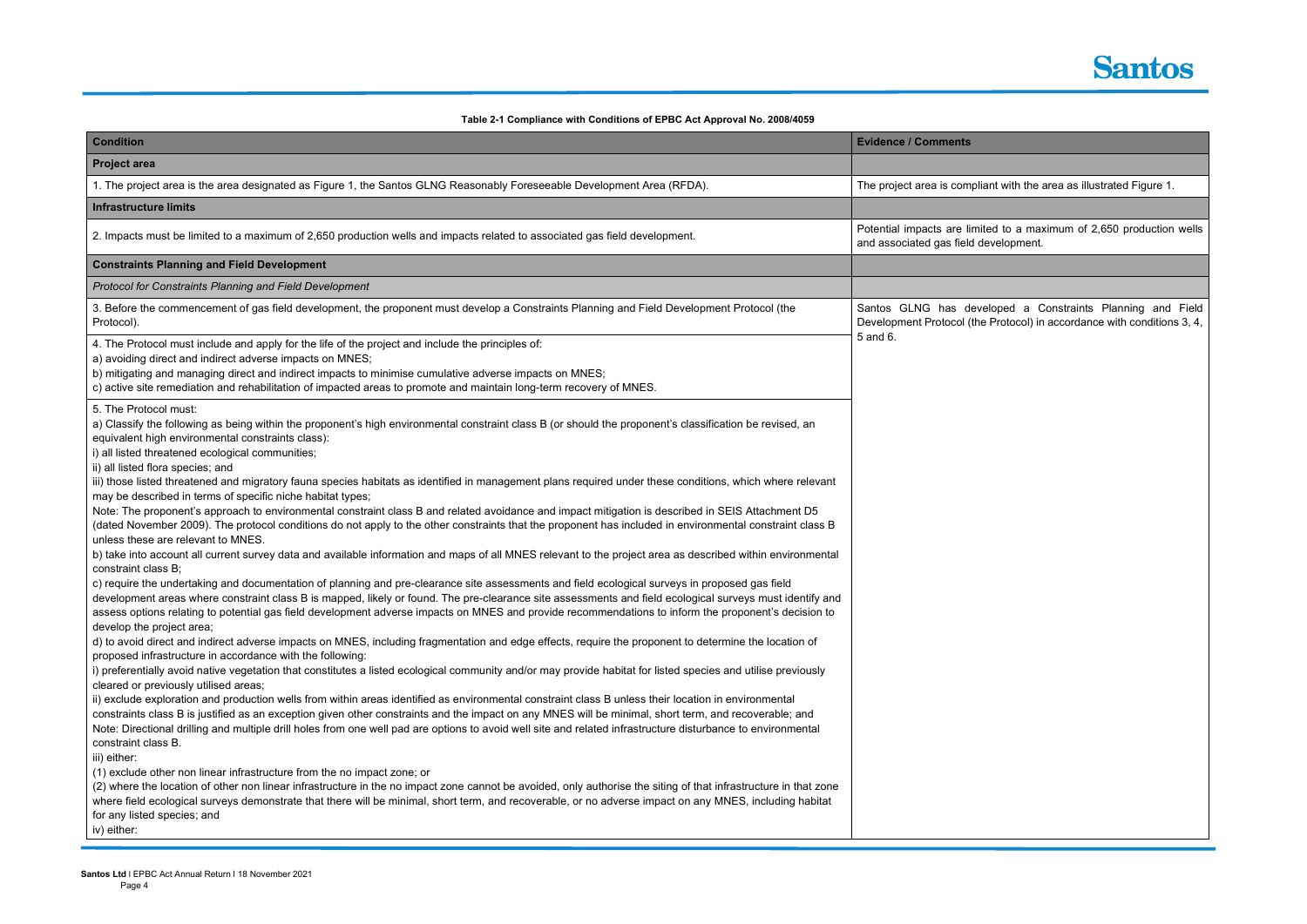**Table 2-1 Compliance with Conditions of EPBC Act Approval No. 2008/4059**

| Condition | Evidence / Comments |
|---|---|
| **Project area** | |
| 1. The project area is the area designated as Figure 1, the Santos GLNG Reasonably Foreseeable Development Area (RFDA). | The project area is compliant with the area as illustrated Figure 1. |
| **Infrastructure limits** | |
| 2. Impacts must be limited to a maximum of 2,650 production wells and impacts related to associated gas field development. | Potential impacts are limited to a maximum of 2,650 production wells and associated gas field development. |
| **Constraints Planning and Field Development** | |
| *Protocol for Constraints Planning and Field Development* | |
| 3. Before the commencement of gas field development, the proponent must develop a Constraints Planning and Field Development Protocol (the Protocol). | Santos GLNG has developed a Constraints Planning and Field Development Protocol (the Protocol) in accordance with conditions 3, 4, 5 and 6. |
| 4. The Protocol must include and apply for the life of the project and include the principles of:<br>a) avoiding direct and indirect adverse impacts on MNES;<br>b) mitigating and managing direct and indirect impacts to minimise cumulative adverse impacts on MNES;<br>c) active site remediation and rehabilitation of impacted areas to promote and maintain long-term recovery of MNES. | |
| 5. The Protocol must:<br>a) Classify the following as being within the proponent's high environmental constraint class B (or should the proponent's classification be revised, an equivalent high environmental constraints class):<br>i) all listed threatened ecological communities;<br>ii) all listed flora species; and<br>iii) those listed threatened and migratory fauna species habitats as identified in management plans required under these conditions, which where relevant may be described in terms of specific niche habitat types;<br>Note: The proponent's approach to environmental constraint class B and related avoidance and impact mitigation is described in SEIS Attachment D5 (dated November 2009). The protocol conditions do not apply to the other constraints that the proponent has included in environmental constraint class B unless these are relevant to MNES.<br>b) take into account all current survey data and available information and maps of all MNES relevant to the project area as described within environmental constraint class B;<br>c) require the undertaking and documentation of planning and pre-clearance site assessments and field ecological surveys in proposed gas field development areas where constraint class B is mapped, likely or found. The pre-clearance site assessments and field ecological surveys must identify and assess options relating to potential gas field development adverse impacts on MNES and provide recommendations to inform the proponent's decision to develop the project area;<br>d) to avoid direct and indirect adverse impacts on MNES, including fragmentation and edge effects, require the proponent to determine the location of proposed infrastructure in accordance with the following:<br>i) preferentially avoid native vegetation that constitutes a listed ecological community and/or may provide habitat for listed species and utilise previously cleared or previously utilised areas;<br>ii) exclude exploration and production wells from within areas identified as environmental constraint class B unless their location in environmental constraints class B is justified as an exception given other constraints and the impact on any MNES will be minimal, short term, and recoverable; and<br>Note: Directional drilling and multiple drill holes from one well pad are options to avoid well site and related infrastructure disturbance to environmental constraint class B.<br>iii) either:<br>(1) exclude other non linear infrastructure from the no impact zone; or<br>(2) where the location of other non linear infrastructure in the no impact zone cannot be avoided, only authorise the siting of that infrastructure in that zone where field ecological surveys demonstrate that there will be minimal, short term, and recoverable, or no adverse impact on any MNES, including habitat for any listed species; and<br>iv) either: | |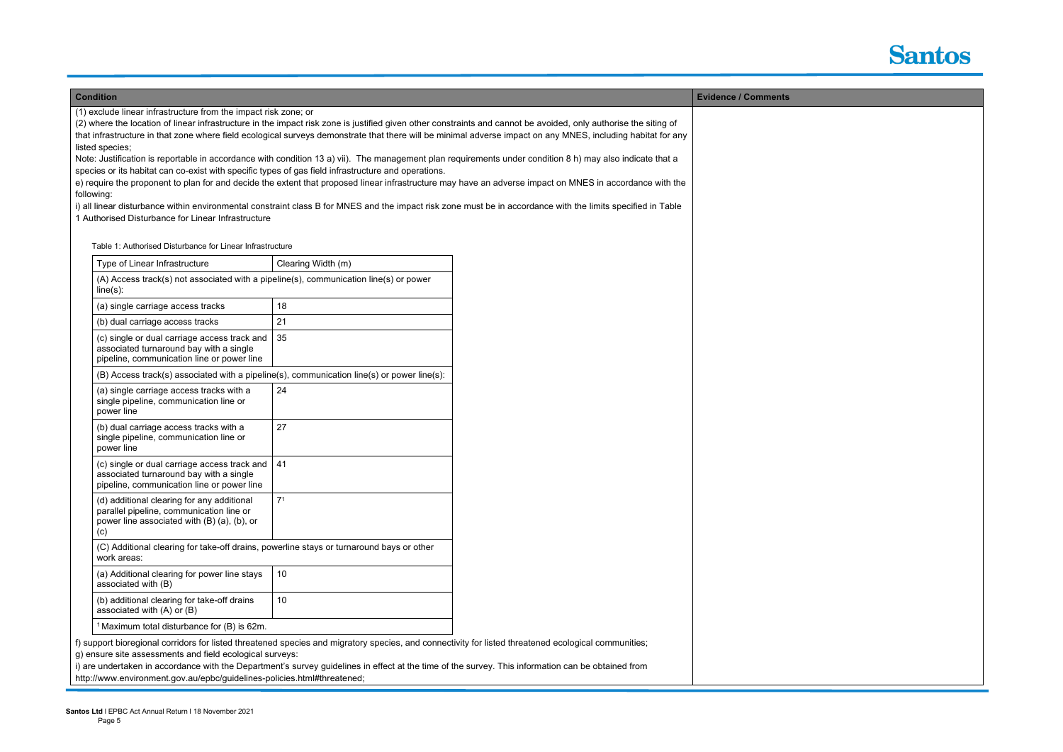| Condition | Evidence / Comments |
|---|---|
| (1) exclude linear infrastructure from the impact risk zone; or<br>(2) where the location of linear infrastructure in the impact risk zone is justified given other constraints and cannot be avoided, only authorise the siting of that infrastructure in that zone where field ecological surveys demonstrate that there will be minimal adverse impact on any MNES, including habitat for any listed species;<br>Note: Justification is reportable in accordance with condition 13 a) vii). The management plan requirements under condition 8 h) may also indicate that a species or its habitat can co-exist with specific types of gas field infrastructure and operations.<br>e) require the proponent to plan for and decide the extent that proposed linear infrastructure may have an adverse impact on MNES in accordance with the following:<br>i) all linear disturbance within environmental constraint class B for MNES and the impact risk zone must be in accordance with the limits specified in Table 1 Authorised Disturbance for Linear Infrastructure | |

Table 1: Authorised Disturbance for Linear Infrastructure

| Type of Linear Infrastructure | Clearing Width (m) |
|---|---|
| (A) Access track(s) not associated with a pipeline(s), communication line(s) or power line(s): | |
| (a) single carriage access tracks | 18 |
| (b) dual carriage access tracks | 21 |
| (c) single or dual carriage access track and associated turnaround bay with a single pipeline, communication line or power line | 35 |
| (B) Access track(s) associated with a pipeline(s), communication line(s) or power line(s): | |
| (a) single carriage access tracks with a single pipeline, communication line or power line | 24 |
| (b) dual carriage access tracks with a single pipeline, communication line or power line | 27 |
| (c) single or dual carriage access track and associated turnaround bay with a single pipeline, communication line or power line | 41 |
| (d) additional clearing for any additional parallel pipeline, communication line or power line associated with (B) (a), (b), or (c) | 7[1] |
| (C) Additional clearing for take-off drains, powerline stays or turnaround bays or other work areas: | |
| (a) Additional clearing for power line stays associated with (B) | 10 |
| (b) additional clearing for take-off drains associated with (A) or (B) | 10 |
| [1] Maximum total disturbance for (B) is 62m. | |

f) support bioregional corridors for listed threatened species and migratory species, and connectivity for listed threatened ecological communities;

g) ensure site assessments and field ecological surveys:

i) are undertaken in accordance with the Department's survey guidelines in effect at the time of the survey. This information can be obtained from http://www.environment.gov.au/epbc/guidelines-policies.html#threatened;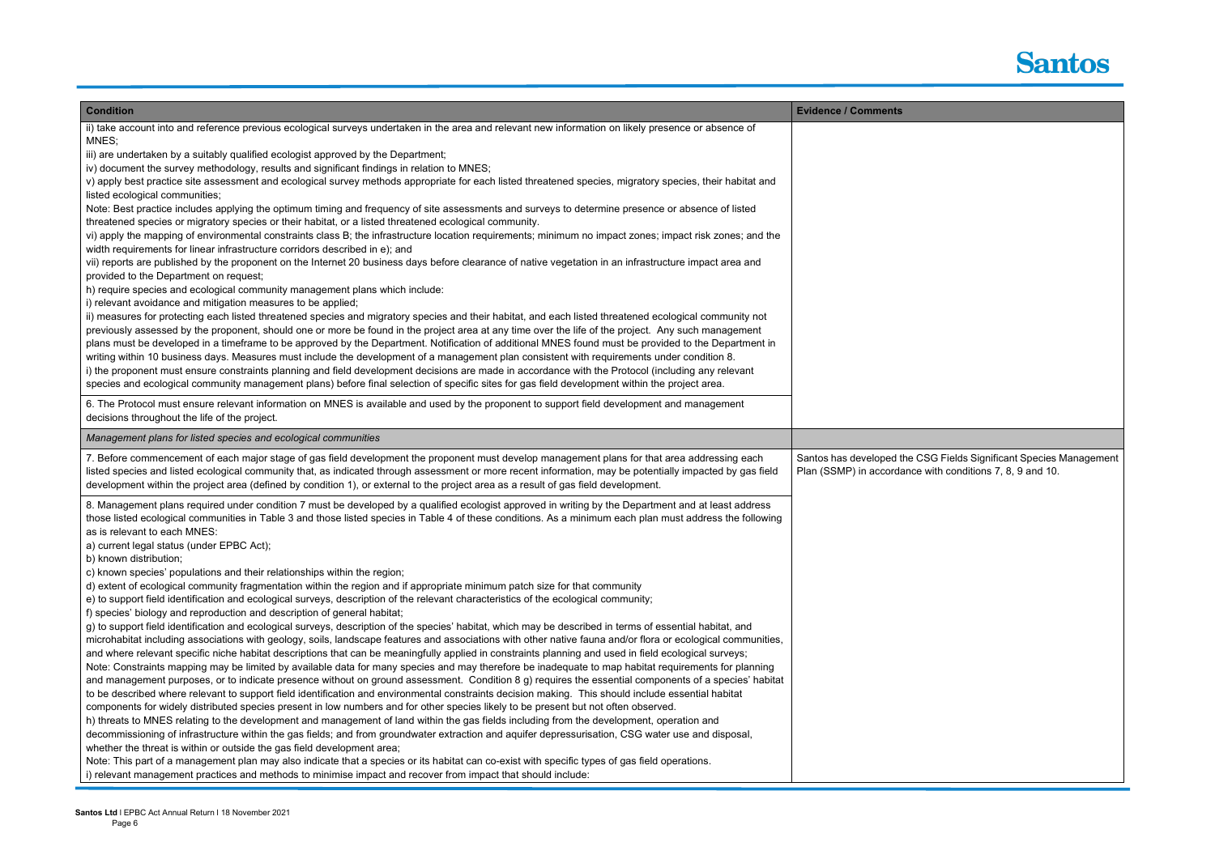| Condition | Evidence / Comments |
|---|---|
| ii) take account into and reference previous ecological surveys undertaken in the area and relevant new information on likely presence or absence of MNES;<br>iii) are undertaken by a suitably qualified ecologist approved by the Department;<br>iv) document the survey methodology, results and significant findings in relation to MNES;<br>v) apply best practice site assessment and ecological survey methods appropriate for each listed threatened species, migratory species, their habitat and listed ecological communities;<br>Note: Best practice includes applying the optimum timing and frequency of site assessments and surveys to determine presence or absence of listed threatened species or migratory species or their habitat, or a listed threatened ecological community.<br>vi) apply the mapping of environmental constraints class B; the infrastructure location requirements; minimum no impact zones; impact risk zones; and the width requirements for linear infrastructure corridors described in e); and<br>vii) reports are published by the proponent on the Internet 20 business days before clearance of native vegetation in an infrastructure impact area and provided to the Department on request;<br>h) require species and ecological community management plans which include:<br>i) relevant avoidance and mitigation measures to be applied;<br>ii) measures for protecting each listed threatened species and migratory species and their habitat, and each listed threatened ecological community not previously assessed by the proponent, should one or more be found in the project area at any time over the life of the project. Any such management plans must be developed in a timeframe to be approved by the Department. Notification of additional MNES found must be provided to the Department in writing within 10 business days. Measures must include the development of a management plan consistent with requirements under condition 8.<br>i) the proponent must ensure constraints planning and field development decisions are made in accordance with the Protocol (including any relevant species and ecological community management plans) before final selection of specific sites for gas field development within the project area. | |
| 6. The Protocol must ensure relevant information on MNES is available and used by the proponent to support field development and management decisions throughout the life of the project. | |
| *Management plans for listed species and ecological communities* | |
| 7. Before commencement of each major stage of gas field development the proponent must develop management plans for that area addressing each listed species and listed ecological community that, as indicated through assessment or more recent information, may be potentially impacted by gas field development within the project area (defined by condition 1), or external to the project area as a result of gas field development. | Santos has developed the CSG Fields Significant Species Management Plan (SSMP) in accordance with conditions 7, 8, 9 and 10. |
| 8. Management plans required under condition 7 must be developed by a qualified ecologist approved in writing by the Department and at least address those listed ecological communities in Table 3 and those listed species in Table 4 of these conditions. As a minimum each plan must address the following as is relevant to each MNES:<br>a) current legal status (under EPBC Act);<br>b) known distribution;<br>c) known species' populations and their relationships within the region;<br>d) extent of ecological community fragmentation within the region and if appropriate minimum patch size for that community<br>e) to support field identification and ecological surveys, description of the relevant characteristics of the ecological community;<br>f) species' biology and reproduction and description of general habitat;<br>g) to support field identification and ecological surveys, description of the species' habitat, which may be described in terms of essential habitat, and microhabitat including associations with geology, soils, landscape features and associations with other native fauna and/or flora or ecological communities, and where relevant specific niche habitat descriptions that can be meaningfully applied in constraints planning and used in field ecological surveys;<br>Note: Constraints mapping may be limited by available data for many species and may therefore be inadequate to map habitat requirements for planning and management purposes, or to indicate presence without on ground assessment. Condition 8 g) requires the essential components of a species' habitat to be described where relevant to support field identification and environmental constraints decision making. This should include essential habitat components for widely distributed species present in low numbers and for other species likely to be present but not often observed.<br>h) threats to MNES relating to the development and management of land within the gas fields including from the development, operation and decommissioning of infrastructure within the gas fields; and from groundwater extraction and aquifer depressurisation, CSG water use and disposal, whether the threat is within or outside the gas field development area;<br>Note: This part of a management plan may also indicate that a species or its habitat can co-exist with specific types of gas field operations.<br>i) relevant management practices and methods to minimise impact and recover from impact that should include: | |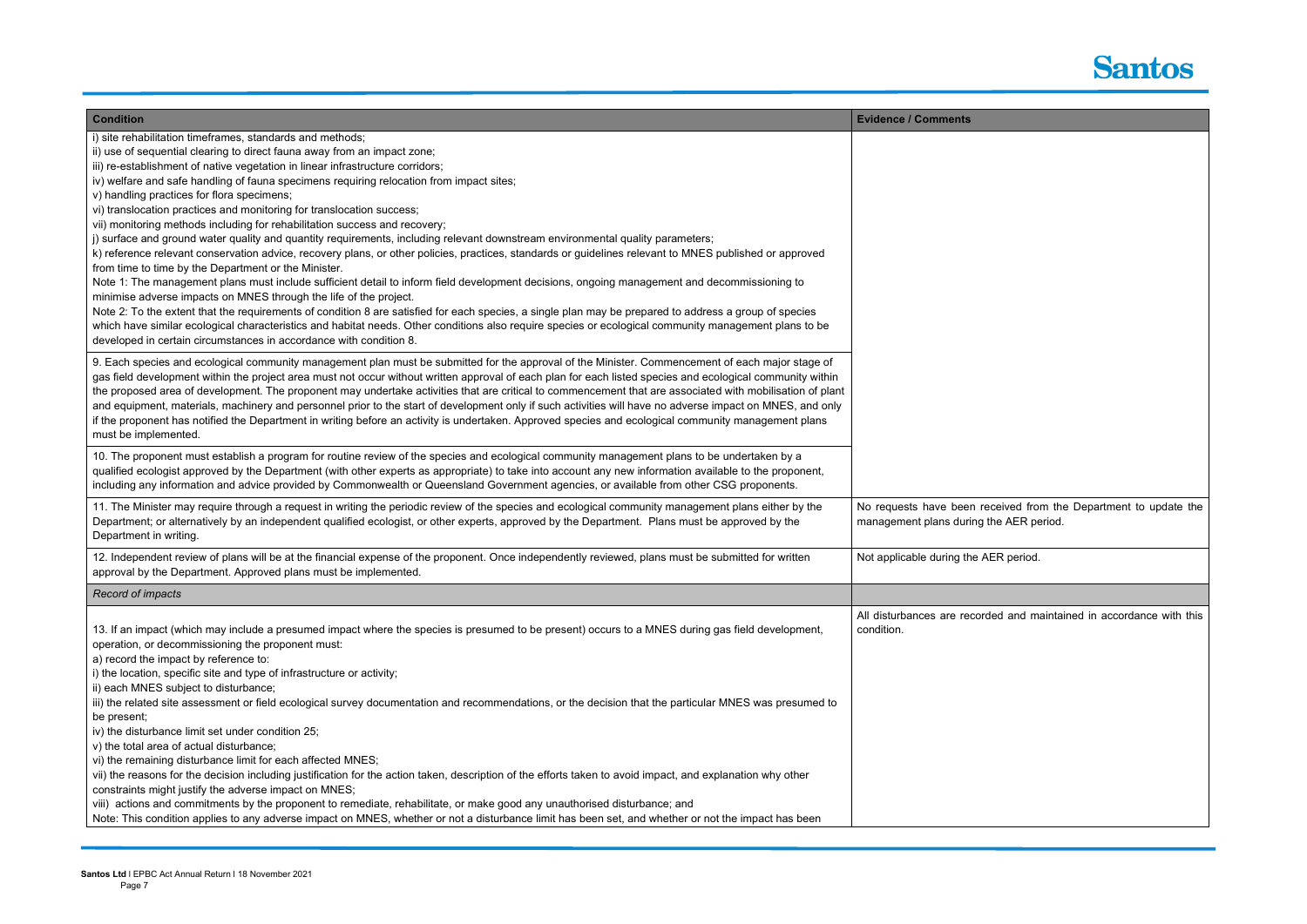| Condition | Evidence / Comments |
|---|---|
| i) site rehabilitation timeframes, standards and methods;<br>ii) use of sequential clearing to direct fauna away from an impact zone;<br>iii) re-establishment of native vegetation in linear infrastructure corridors;<br>iv) welfare and safe handling of fauna specimens requiring relocation from impact sites;<br>v) handling practices for flora specimens;<br>vi) translocation practices and monitoring for translocation success;<br>vii) monitoring methods including for rehabilitation success and recovery;<br>j) surface and ground water quality and quantity requirements, including relevant downstream environmental quality parameters;<br>k) reference relevant conservation advice, recovery plans, or other policies, practices, standards or guidelines relevant to MNES published or approved from time to time by the Department or the Minister.<br>Note 1: The management plans must include sufficient detail to inform field development decisions, ongoing management and decommissioning to minimise adverse impacts on MNES through the life of the project.<br>Note 2: To the extent that the requirements of condition 8 are satisfied for each species, a single plan may be prepared to address a group of species which have similar ecological characteristics and habitat needs. Other conditions also require species or ecological community management plans to be developed in certain circumstances in accordance with condition 8. | |
| 9. Each species and ecological community management plan must be submitted for the approval of the Minister. Commencement of each major stage of gas field development within the project area must not occur without written approval of each plan for each listed species and ecological community within the proposed area of development. The proponent may undertake activities that are critical to commencement that are associated with mobilisation of plant and equipment, materials, machinery and personnel prior to the start of development only if such activities will have no adverse impact on MNES, and only if the proponent has notified the Department in writing before an activity is undertaken. Approved species and ecological community management plans must be implemented. | |
| 10. The proponent must establish a program for routine review of the species and ecological community management plans to be undertaken by a qualified ecologist approved by the Department (with other experts as appropriate) to take into account any new information available to the proponent, including any information and advice provided by Commonwealth or Queensland Government agencies, or available from other CSG proponents. | |
| 11. The Minister may require through a request in writing the periodic review of the species and ecological community management plans either by the Department; or alternatively by an independent qualified ecologist, or other experts, approved by the Department. Plans must be approved by the Department in writing. | No requests have been received from the Department to update the management plans during the AER period. |
| 12. Independent review of plans will be at the financial expense of the proponent. Once independently reviewed, plans must be submitted for written approval by the Department. Approved plans must be implemented. | Not applicable during the AER period. |
| *Record of impacts* | |
| 13. If an impact (which may include a presumed impact where the species is presumed to be present) occurs to a MNES during gas field development, operation, or decommissioning the proponent must:<br>a) record the impact by reference to:<br>i) the location, specific site and type of infrastructure or activity;<br>ii) each MNES subject to disturbance;<br>iii) the related site assessment or field ecological survey documentation and recommendations, or the decision that the particular MNES was presumed to be present;<br>iv) the disturbance limit set under condition 25;<br>v) the total area of actual disturbance;<br>vi) the remaining disturbance limit for each affected MNES;<br>vii) the reasons for the decision including justification for the action taken, description of the efforts taken to avoid impact, and explanation why other constraints might justify the adverse impact on MNES;<br>viii) actions and commitments by the proponent to remediate, rehabilitate, or make good any unauthorised disturbance; and<br>Note: This condition applies to any adverse impact on MNES, whether or not a disturbance limit has been set, and whether or not the impact has been | All disturbances are recorded and maintained in accordance with this condition. |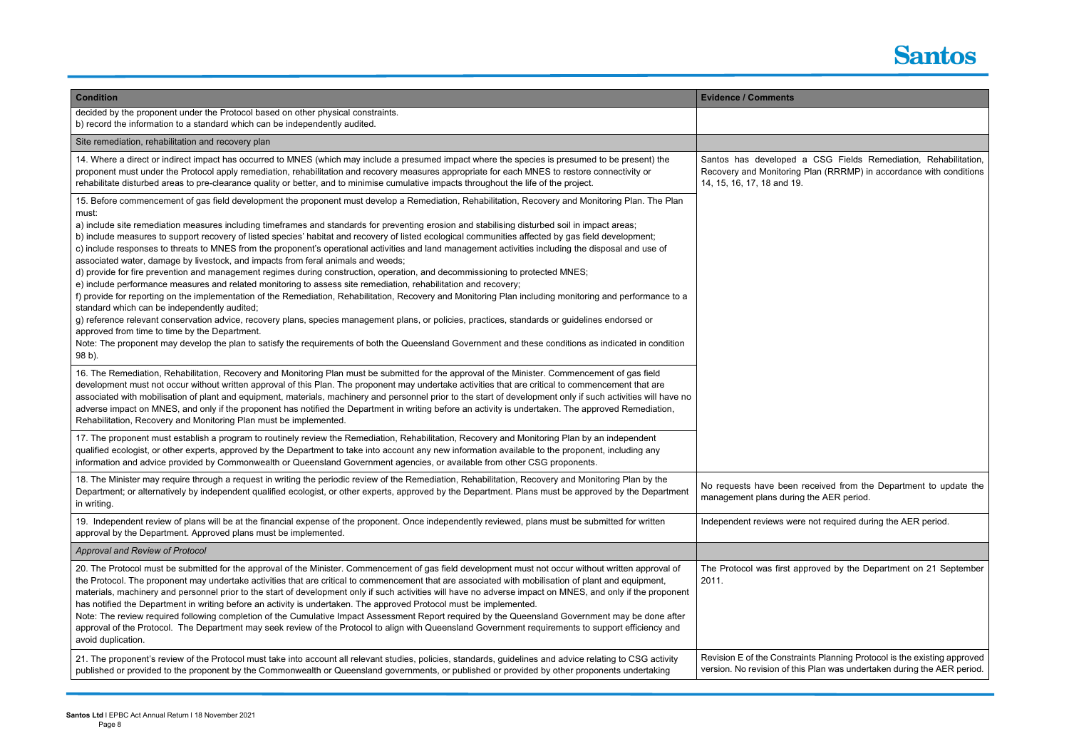| Condition | Evidence / Comments |
|---|---|
| decided by the proponent under the Protocol based on other physical constraints.<br>b) record the information to a standard which can be independently audited. | |
| Site remediation, rehabilitation and recovery plan | |
| 14. Where a direct or indirect impact has occurred to MNES (which may include a presumed impact where the species is presumed to be present) the proponent must under the Protocol apply remediation, rehabilitation and recovery measures appropriate for each MNES to restore connectivity or rehabilitate disturbed areas to pre-clearance quality or better, and to minimise cumulative impacts throughout the life of the project. | Santos has developed a CSG Fields Remediation, Rehabilitation, Recovery and Monitoring Plan (RRRMP) in accordance with conditions 14, 15, 16, 17, 18 and 19. |
| 15. Before commencement of gas field development the proponent must develop a Remediation, Rehabilitation, Recovery and Monitoring Plan. The Plan must:<br>a) include site remediation measures including timeframes and standards for preventing erosion and stabilising disturbed soil in impact areas;<br>b) include measures to support recovery of listed species' habitat and recovery of listed ecological communities affected by gas field development;<br>c) include responses to threats to MNES from the proponent's operational activities and land management activities including the disposal and use of associated water, damage by livestock, and impacts from feral animals and weeds;<br>d) provide for fire prevention and management regimes during construction, operation, and decommissioning to protected MNES;<br>e) include performance measures and related monitoring to assess site remediation, rehabilitation and recovery;<br>f) provide for reporting on the implementation of the Remediation, Rehabilitation, Recovery and Monitoring Plan including monitoring and performance to a standard which can be independently audited;<br>g) reference relevant conservation advice, recovery plans, species management plans, or policies, practices, standards or guidelines endorsed or approved from time to time by the Department.<br>Note: The proponent may develop the plan to satisfy the requirements of both the Queensland Government and these conditions as indicated in condition 98 b). | |
| 16. The Remediation, Rehabilitation, Recovery and Monitoring Plan must be submitted for the approval of the Minister. Commencement of gas field development must not occur without written approval of this Plan. The proponent may undertake activities that are critical to commencement that are associated with mobilisation of plant and equipment, materials, machinery and personnel prior to the start of development only if such activities will have no adverse impact on MNES, and only if the proponent has notified the Department in writing before an activity is undertaken. The approved Remediation, Rehabilitation, Recovery and Monitoring Plan must be implemented. | |
| 17. The proponent must establish a program to routinely review the Remediation, Rehabilitation, Recovery and Monitoring Plan by an independent qualified ecologist, or other experts, approved by the Department to take into account any new information available to the proponent, including any information and advice provided by Commonwealth or Queensland Government agencies, or available from other CSG proponents. | |
| 18. The Minister may require through a request in writing the periodic review of the Remediation, Rehabilitation, Recovery and Monitoring Plan by the Department; or alternatively by independent qualified ecologist, or other experts, approved by the Department. Plans must be approved by the Department in writing. | No requests have been received from the Department to update the management plans during the AER period. |
| 19. Independent review of plans will be at the financial expense of the proponent. Once independently reviewed, plans must be submitted for written approval by the Department. Approved plans must be implemented. | Independent reviews were not required during the AER period. |
| *Approval and Review of Protocol* | |
| 20. The Protocol must be submitted for the approval of the Minister. Commencement of gas field development must not occur without written approval of the Protocol. The proponent may undertake activities that are critical to commencement that are associated with mobilisation of plant and equipment, materials, machinery and personnel prior to the start of development only if such activities will have no adverse impact on MNES, and only if the proponent has notified the Department in writing before an activity is undertaken. The approved Protocol must be implemented.<br>Note: The review required following completion of the Cumulative Impact Assessment Report required by the Queensland Government may be done after approval of the Protocol. The Department may seek review of the Protocol to align with Queensland Government requirements to support efficiency and avoid duplication. | The Protocol was first approved by the Department on 21 September 2011. |
| 21. The proponent's review of the Protocol must take into account all relevant studies, policies, standards, guidelines and advice relating to CSG activity published or provided to the proponent by the Commonwealth or Queensland governments, or published or provided by other proponents undertaking | Revision E of the Constraints Planning Protocol is the existing approved version. No revision of this Plan was undertaken during the AER period. |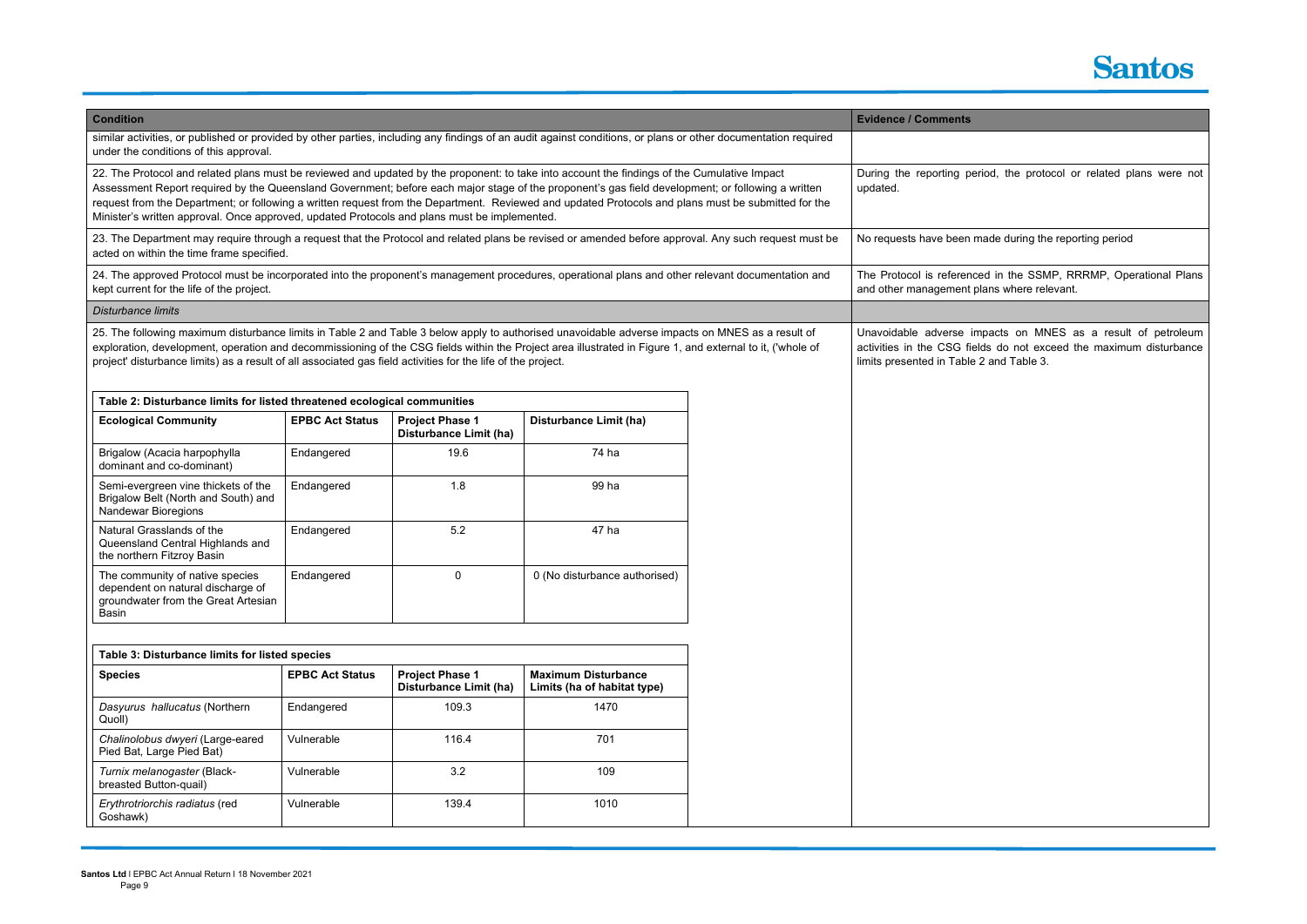| Condition | Evidence / Comments |
| --- | --- |
| similar activities, or published or provided by other parties, including any findings of an audit against conditions, or plans or other documentation required under the conditions of this approval. | |
| 22. The Protocol and related plans must be reviewed and updated by the proponent: to take into account the findings of the Cumulative Impact Assessment Report required by the Queensland Government; before each major stage of the proponent's gas field development; or following a written request from the Department; or following a written request from the Department. Reviewed and updated Protocols and plans must be submitted for the Minister's written approval. Once approved, updated Protocols and plans must be implemented. | During the reporting period, the protocol or related plans were not updated. |
| 23. The Department may require through a request that the Protocol and related plans be revised or amended before approval. Any such request must be acted on within the time frame specified. | No requests have been made during the reporting period |
| 24. The approved Protocol must be incorporated into the proponent's management procedures, operational plans and other relevant documentation and kept current for the life of the project. | The Protocol is referenced in the SSMP, RRRMP, Operational Plans and other management plans where relevant. |
| *Disturbance limits* | |
| 25. The following maximum disturbance limits in Table 2 and Table 3 below apply to authorised unavoidable adverse impacts on MNES as a result of exploration, development, operation and decommissioning of the CSG fields within the Project area illustrated in Figure 1, and external to it, ('whole of project' disturbance limits) as a result of all associated gas field activities for the life of the project. | Unavoidable adverse impacts on MNES as a result of petroleum activities in the CSG fields do not exceed the maximum disturbance limits presented in Table 2 and Table 3. |

**Table 2: Disturbance limits for listed threatened ecological communities**

| Ecological Community | EPBC Act Status | Project Phase 1 Disturbance Limit (ha) | Disturbance Limit (ha) |
| --- | --- | --- | --- |
| Brigalow (Acacia harpophylla dominant and co-dominant) | Endangered | 19.6 | 74 ha |
| Semi-evergreen vine thickets of the Brigalow Belt (North and South) and Nandewar Bioregions | Endangered | 1.8 | 99 ha |
| Natural Grasslands of the Queensland Central Highlands and the northern Fitzroy Basin | Endangered | 5.2 | 47 ha |
| The community of native species dependent on natural discharge of groundwater from the Great Artesian Basin | Endangered | 0 | 0 (No disturbance authorised) |

**Table 3: Disturbance limits for listed species**

| Species | EPBC Act Status | Project Phase 1 Disturbance Limit (ha) | Maximum Disturbance Limits (ha of habitat type) |
| --- | --- | --- | --- |
| *Dasyurus hallucatus* (Northern Quoll) | Endangered | 109.3 | 1470 |
| *Chalinolobus dwyeri* (Large-eared Pied Bat, Large Pied Bat) | Vulnerable | 116.4 | 701 |
| *Turnix melanogaster* (Black-breasted Button-quail) | Vulnerable | 3.2 | 109 |
| *Erythrotriorchis radiatus* (red Goshawk) | Vulnerable | 139.4 | 1010 |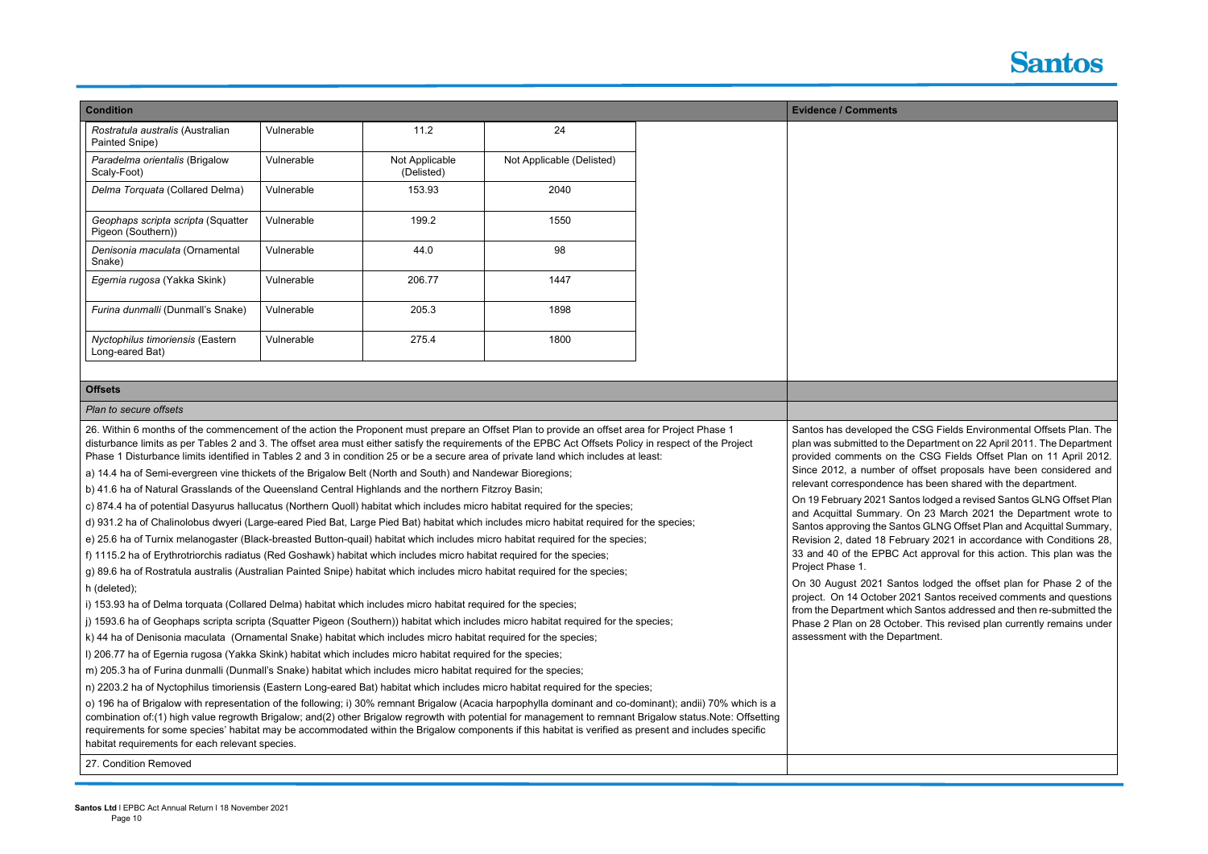| Condition | | | | | Evidence / Comments |
|---|---|---|---|---|---|
| *Rostratula australis* (Australian Painted Snipe) | Vulnerable | 11.2 | 24 | | |
| *Paradelma orientalis* (Brigalow Scaly-Foot) | Vulnerable | Not Applicable (Delisted) | Not Applicable (Delisted) | | |
| *Delma Torquata* (Collared Delma) | Vulnerable | 153.93 | 2040 | | |
| *Geophaps scripta scripta* (Squatter Pigeon (Southern)) | Vulnerable | 199.2 | 1550 | | |
| *Denisonia maculata* (Ornamental Snake) | Vulnerable | 44.0 | 98 | | |
| *Egernia rugosa* (Yakka Skink) | Vulnerable | 206.77 | 1447 | | |
| *Furina dunmalli* (Dunmall's Snake) | Vulnerable | 205.3 | 1898 | | |
| *Nyctophilus timoriensis* (Eastern Long-eared Bat) | Vulnerable | 275.4 | 1800 | | |

| Condition | Evidence / Comments |
|---|---|
| **Offsets** | |
| *Plan to secure offsets* | |
| 26. Within 6 months of the commencement of the action the Proponent must prepare an Offset Plan to provide an offset area for Project Phase 1 disturbance limits as per Tables 2 and 3. The offset area must either satisfy the requirements of the EPBC Act Offsets Policy in respect of the Project Phase 1 Disturbance limits identified in Tables 2 and 3 in condition 25 or be a secure area of private land which includes at least:<br>a) 14.4 ha of Semi-evergreen vine thickets of the Brigalow Belt (North and South) and Nandewar Bioregions;<br>b) 41.6 ha of Natural Grasslands of the Queensland Central Highlands and the northern Fitzroy Basin;<br>c) 874.4 ha of potential Dasyurus hallucatus (Northern Quoll) habitat which includes micro habitat required for the species;<br>d) 931.2 ha of Chalinolobus dwyeri (Large-eared Pied Bat, Large Pied Bat) habitat which includes micro habitat required for the species;<br>e) 25.6 ha of Turnix melanogaster (Black-breasted Button-quail) habitat which includes micro habitat required for the species;<br>f) 1115.2 ha of Erythrotriorchis radiatus (Red Goshawk) habitat which includes micro habitat required for the species;<br>g) 89.6 ha of Rostratula australis (Australian Painted Snipe) habitat which includes micro habitat required for the species;<br>h (deleted);<br>i) 153.93 ha of Delma torquata (Collared Delma) habitat which includes micro habitat required for the species;<br>j) 1593.6 ha of Geophaps scripta scripta (Squatter Pigeon (Southern)) habitat which includes micro habitat required for the species;<br>k) 44 ha of Denisonia maculata (Ornamental Snake) habitat which includes micro habitat required for the species;<br>l) 206.77 ha of Egernia rugosa (Yakka Skink) habitat which includes micro habitat required for the species;<br>m) 205.3 ha of Furina dunmalli (Dunmall's Snake) habitat which includes micro habitat required for the species;<br>n) 2203.2 ha of Nyctophilus timoriensis (Eastern Long-eared Bat) habitat which includes micro habitat required for the species;<br>o) 196 ha of Brigalow with representation of the following; i) 30% remnant Brigalow (Acacia harpophylla dominant and co-dominant); andii) 70% which is a combination of:(1) high value regrowth Brigalow; and(2) other Brigalow regrowth with potential for management to remnant Brigalow status.Note: Offsetting requirements for some species' habitat may be accommodated within the Brigalow components if this habitat is verified as present and includes specific habitat requirements for each relevant species. | Santos has developed the CSG Fields Environmental Offsets Plan. The plan was submitted to the Department on 22 April 2011. The Department provided comments on the CSG Fields Offset Plan on 11 April 2012. Since 2012, a number of offset proposals have been considered and relevant correspondence has been shared with the department.<br>On 19 February 2021 Santos lodged a revised Santos GLNG Offset Plan and Acquittal Summary. On 23 March 2021 the Department wrote to Santos approving the Santos GLNG Offset Plan and Acquittal Summary, Revision 2, dated 18 February 2021 in accordance with Conditions 28, 33 and 40 of the EPBC Act approval for this action. This plan was the Project Phase 1.<br>On 30 August 2021 Santos lodged the offset plan for Phase 2 of the project. On 14 October 2021 Santos received comments and questions from the Department which Santos addressed and then re-submitted the Phase 2 Plan on 28 October. This revised plan currently remains under assessment with the Department. |
| 27. Condition Removed | |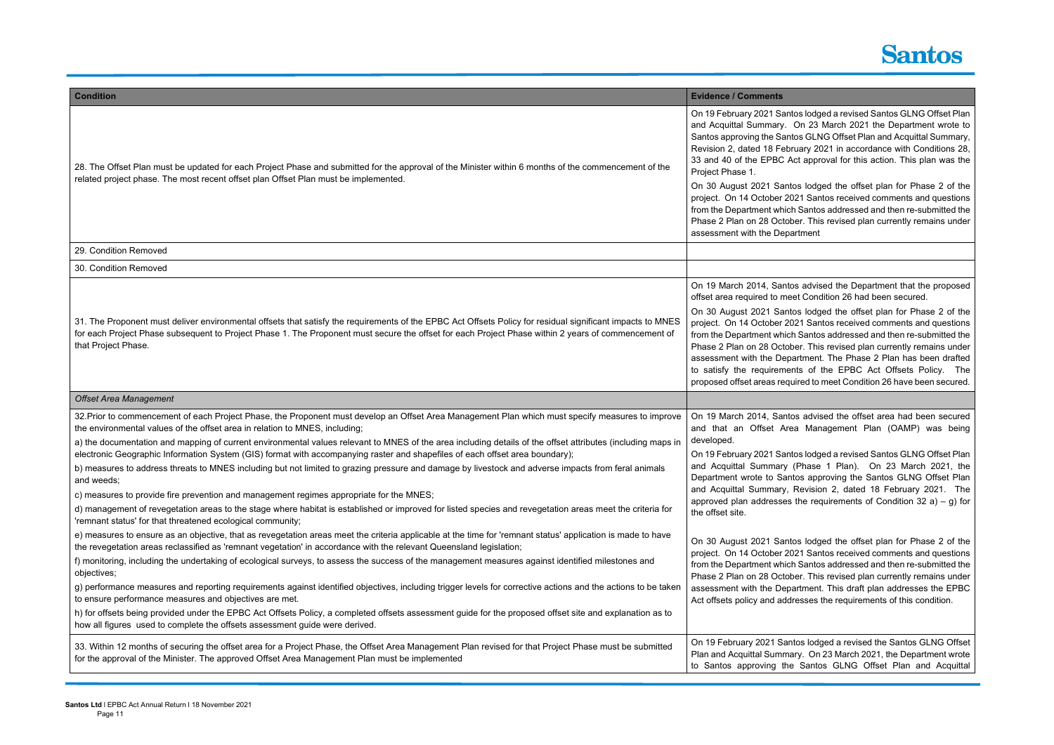| Condition | Evidence / Comments |
|---|---|
| 28. The Offset Plan must be updated for each Project Phase and submitted for the approval of the Minister within 6 months of the commencement of the related project phase. The most recent offset plan Offset Plan must be implemented. | On 19 February 2021 Santos lodged a revised Santos GLNG Offset Plan and Acquittal Summary. On 23 March 2021 the Department wrote to Santos approving the Santos GLNG Offset Plan and Acquittal Summary, Revision 2, dated 18 February 2021 in accordance with Conditions 28, 33 and 40 of the EPBC Act approval for this action. This plan was the Project Phase 1.<br><br>On 30 August 2021 Santos lodged the offset plan for Phase 2 of the project. On 14 October 2021 Santos received comments and questions from the Department which Santos addressed and then re-submitted the Phase 2 Plan on 28 October. This revised plan currently remains under assessment with the Department |
| 29. Condition Removed | |
| 30. Condition Removed | |
| 31. The Proponent must deliver environmental offsets that satisfy the requirements of the EPBC Act Offsets Policy for residual significant impacts to MNES for each Project Phase subsequent to Project Phase 1. The Proponent must secure the offset for each Project Phase within 2 years of commencement of that Project Phase. | On 19 March 2014, Santos advised the Department that the proposed offset area required to meet Condition 26 had been secured.<br><br>On 30 August 2021 Santos lodged the offset plan for Phase 2 of the project. On 14 October 2021 Santos received comments and questions from the Department which Santos addressed and then re-submitted the Phase 2 Plan on 28 October. This revised plan currently remains under assessment with the Department. The Phase 2 Plan has been drafted to satisfy the requirements of the EPBC Act Offsets Policy. The proposed offset areas required to meet Condition 26 have been secured. |
| *Offset Area Management* | |
| 32.Prior to commencement of each Project Phase, the Proponent must develop an Offset Area Management Plan which must specify measures to improve the environmental values of the offset area in relation to MNES, including;<br><br>a) the documentation and mapping of current environmental values relevant to MNES of the area including details of the offset attributes (including maps in electronic Geographic Information System (GIS) format with accompanying raster and shapefiles of each offset area boundary);<br><br>b) measures to address threats to MNES including but not limited to grazing pressure and damage by livestock and adverse impacts from feral animals and weeds;<br><br>c) measures to provide fire prevention and management regimes appropriate for the MNES;<br><br>d) management of revegetation areas to the stage where habitat is established or improved for listed species and revegetation areas meet the criteria for 'remnant status' for that threatened ecological community;<br><br>e) measures to ensure as an objective, that as revegetation areas meet the criteria applicable at the time for 'remnant status' application is made to have the revegetation areas reclassified as 'remnant vegetation' in accordance with the relevant Queensland legislation;<br><br>f) monitoring, including the undertaking of ecological surveys, to assess the success of the management measures against identified milestones and objectives;<br><br>g) performance measures and reporting requirements against identified objectives, including trigger levels for corrective actions and the actions to be taken to ensure performance measures and objectives are met.<br><br>h) for offsets being provided under the EPBC Act Offsets Policy, a completed offsets assessment guide for the proposed offset site and explanation as to how all figures used to complete the offsets assessment guide were derived. | On 19 March 2014, Santos advised the offset area had been secured and that an Offset Area Management Plan (OAMP) was being developed.<br><br>On 19 February 2021 Santos lodged a revised Santos GLNG Offset Plan and Acquittal Summary (Phase 1 Plan). On 23 March 2021, the Department wrote to Santos approving the Santos GLNG Offset Plan and Acquittal Summary, Revision 2, dated 18 February 2021. The approved plan addresses the requirements of Condition 32 a) – g) for the offset site.<br><br>On 30 August 2021 Santos lodged the offset plan for Phase 2 of the project. On 14 October 2021 Santos received comments and questions from the Department which Santos addressed and then re-submitted the Phase 2 Plan on 28 October. This revised plan currently remains under assessment with the Department. This draft plan addresses the EPBC Act offsets policy and addresses the requirements of this condition. |
| 33. Within 12 months of securing the offset area for a Project Phase, the Offset Area Management Plan revised for that Project Phase must be submitted for the approval of the Minister. The approved Offset Area Management Plan must be implemented | On 19 February 2021 Santos lodged a revised the Santos GLNG Offset Plan and Acquittal Summary. On 23 March 2021, the Department wrote to Santos approving the Santos GLNG Offset Plan and Acquittal |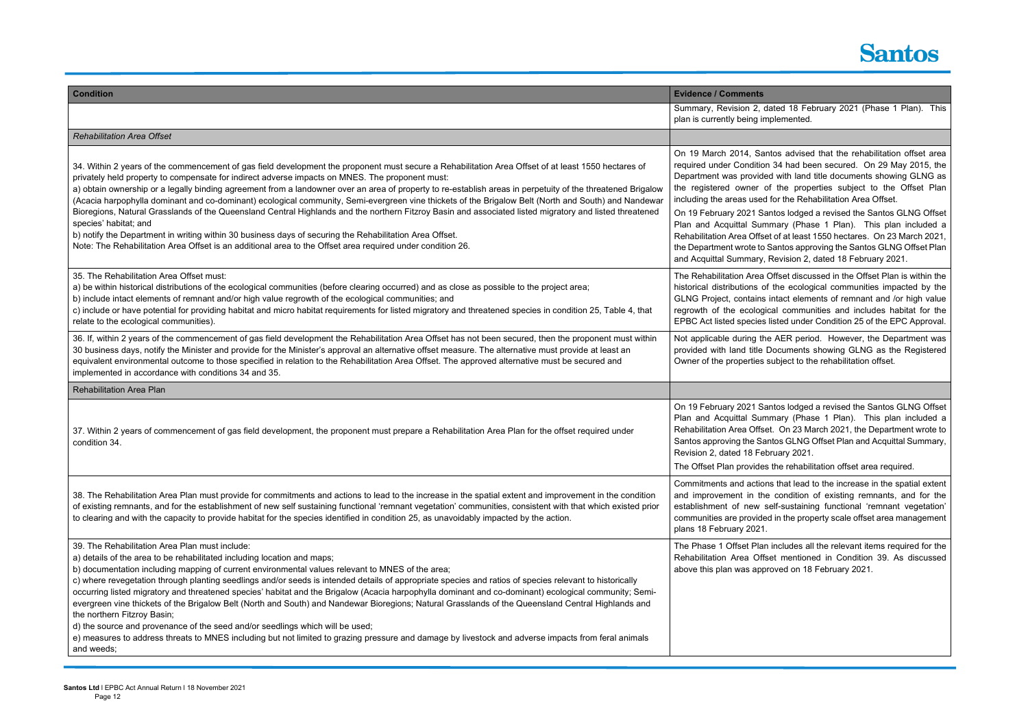| Condition | Evidence / Comments |
|---|---|
| | Summary, Revision 2, dated 18 February 2021 (Phase 1 Plan). This plan is currently being implemented. |
| *Rehabilitation Area Offset* | |
| 34. Within 2 years of the commencement of gas field development the proponent must secure a Rehabilitation Area Offset of at least 1550 hectares of privately held property to compensate for indirect adverse impacts on MNES. The proponent must:<br>a) obtain ownership or a legally binding agreement from a landowner over an area of property to re-establish areas in perpetuity of the threatened Brigalow (Acacia harpophylla dominant and co-dominant) ecological community, Semi-evergreen vine thickets of the Brigalow Belt (North and South) and Nandewar Bioregions, Natural Grasslands of the Queensland Central Highlands and the northern Fitzroy Basin and associated listed migratory and listed threatened species' habitat; and<br>b) notify the Department in writing within 30 business days of securing the Rehabilitation Area Offset.<br>Note: The Rehabilitation Area Offset is an additional area to the Offset area required under condition 26. | On 19 March 2014, Santos advised that the rehabilitation offset area required under Condition 34 had been secured. On 29 May 2015, the Department was provided with land title documents showing GLNG as the registered owner of the properties subject to the Offset Plan including the areas used for the Rehabilitation Area Offset.<br>On 19 February 2021 Santos lodged a revised the Santos GLNG Offset Plan and Acquittal Summary (Phase 1 Plan). This plan included a Rehabilitation Area Offset of at least 1550 hectares. On 23 March 2021, the Department wrote to Santos approving the Santos GLNG Offset Plan and Acquittal Summary, Revision 2, dated 18 February 2021. |
| 35. The Rehabilitation Area Offset must:<br>a) be within historical distributions of the ecological communities (before clearing occurred) and as close as possible to the project area;<br>b) include intact elements of remnant and/or high value regrowth of the ecological communities; and<br>c) include or have potential for providing habitat and micro habitat requirements for listed migratory and threatened species in condition 25, Table 4, that relate to the ecological communities). | The Rehabilitation Area Offset discussed in the Offset Plan is within the historical distributions of the ecological communities impacted by the GLNG Project, contains intact elements of remnant and /or high value regrowth of the ecological communities and includes habitat for the EPBC Act listed species listed under Condition 25 of the EPC Approval. |
| 36. If, within 2 years of the commencement of gas field development the Rehabilitation Area Offset has not been secured, then the proponent must within 30 business days, notify the Minister and provide for the Minister's approval an alternative offset measure. The alternative must provide at least an equivalent environmental outcome to those specified in relation to the Rehabilitation Area Offset. The approved alternative must be secured and implemented in accordance with conditions 34 and 35. | Not applicable during the AER period. However, the Department was provided with land title Documents showing GLNG as the Registered Owner of the properties subject to the rehabilitation offset. |
| Rehabilitation Area Plan | |
| 37. Within 2 years of commencement of gas field development, the proponent must prepare a Rehabilitation Area Plan for the offset required under condition 34. | On 19 February 2021 Santos lodged a revised the Santos GLNG Offset Plan and Acquittal Summary (Phase 1 Plan). This plan included a Rehabilitation Area Offset. On 23 March 2021, the Department wrote to Santos approving the Santos GLNG Offset Plan and Acquittal Summary, Revision 2, dated 18 February 2021.<br>The Offset Plan provides the rehabilitation offset area required. |
| 38. The Rehabilitation Area Plan must provide for commitments and actions to lead to the increase in the spatial extent and improvement in the condition of existing remnants, and for the establishment of new self sustaining functional 'remnant vegetation' communities, consistent with that which existed prior to clearing and with the capacity to provide habitat for the species identified in condition 25, as unavoidably impacted by the action. | Commitments and actions that lead to the increase in the spatial extent and improvement in the condition of existing remnants, and for the establishment of new self-sustaining functional 'remnant vegetation' communities are provided in the property scale offset area management plans 18 February 2021. |
| 39. The Rehabilitation Area Plan must include:<br>a) details of the area to be rehabilitated including location and maps;<br>b) documentation including mapping of current environmental values relevant to MNES of the area;<br>c) where revegetation through planting seedlings and/or seeds is intended details of appropriate species and ratios of species relevant to historically occurring listed migratory and threatened species' habitat and the Brigalow (Acacia harpophylla dominant and co-dominant) ecological community; Semi-evergreen vine thickets of the Brigalow Belt (North and South) and Nandewar Bioregions; Natural Grasslands of the Queensland Central Highlands and the northern Fitzroy Basin;<br>d) the source and provenance of the seed and/or seedlings which will be used;<br>e) measures to address threats to MNES including but not limited to grazing pressure and damage by livestock and adverse impacts from feral animals and weeds; | The Phase 1 Offset Plan includes all the relevant items required for the Rehabilitation Area Offset mentioned in Condition 39. As discussed above this plan was approved on 18 February 2021. |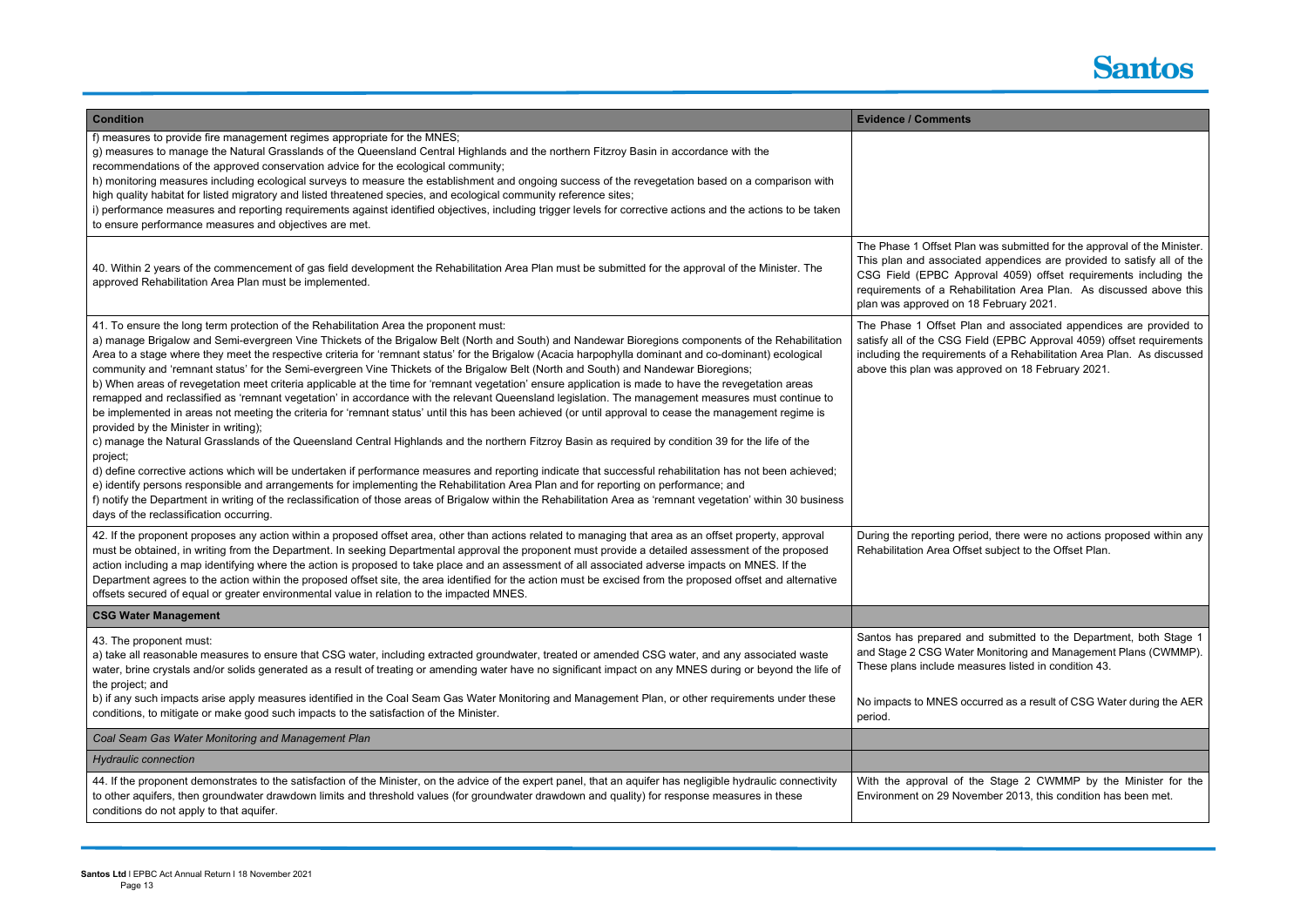| Condition | Evidence / Comments |
|---|---|
| f) measures to provide fire management regimes appropriate for the MNES;<br>g) measures to manage the Natural Grasslands of the Queensland Central Highlands and the northern Fitzroy Basin in accordance with the recommendations of the approved conservation advice for the ecological community;<br>h) monitoring measures including ecological surveys to measure the establishment and ongoing success of the revegetation based on a comparison with high quality habitat for listed migratory and listed threatened species, and ecological community reference sites;<br>i) performance measures and reporting requirements against identified objectives, including trigger levels for corrective actions and the actions to be taken to ensure performance measures and objectives are met. | |
| 40. Within 2 years of the commencement of gas field development the Rehabilitation Area Plan must be submitted for the approval of the Minister. The approved Rehabilitation Area Plan must be implemented. | The Phase 1 Offset Plan was submitted for the approval of the Minister. This plan and associated appendices are provided to satisfy all of the CSG Field (EPBC Approval 4059) offset requirements including the requirements of a Rehabilitation Area Plan. As discussed above this plan was approved on 18 February 2021. |
| 41. To ensure the long term protection of the Rehabilitation Area the proponent must:<br>a) manage Brigalow and Semi-evergreen Vine Thickets of the Brigalow Belt (North and South) and Nandewar Bioregions components of the Rehabilitation Area to a stage where they meet the respective criteria for 'remnant status' for the Brigalow (Acacia harpophylla dominant and co-dominant) ecological community and 'remnant status' for the Semi-evergreen Vine Thickets of the Brigalow Belt (North and South) and Nandewar Bioregions;<br>b) When areas of revegetation meet criteria applicable at the time for 'remnant vegetation' ensure application is made to have the revegetation areas remapped and reclassified as 'remnant vegetation' in accordance with the relevant Queensland legislation. The management measures must continue to be implemented in areas not meeting the criteria for 'remnant status' until this has been achieved (or until approval to cease the management regime is provided by the Minister in writing);<br>c) manage the Natural Grasslands of the Queensland Central Highlands and the northern Fitzroy Basin as required by condition 39 for the life of the project;<br>d) define corrective actions which will be undertaken if performance measures and reporting indicate that successful rehabilitation has not been achieved;<br>e) identify persons responsible and arrangements for implementing the Rehabilitation Area Plan and for reporting on performance; and<br>f) notify the Department in writing of the reclassification of those areas of Brigalow within the Rehabilitation Area as 'remnant vegetation' within 30 business days of the reclassification occurring. | The Phase 1 Offset Plan and associated appendices are provided to satisfy all of the CSG Field (EPBC Approval 4059) offset requirements including the requirements of a Rehabilitation Area Plan. As discussed above this plan was approved on 18 February 2021. |
| 42. If the proponent proposes any action within a proposed offset area, other than actions related to managing that area as an offset property, approval must be obtained, in writing from the Department. In seeking Departmental approval the proponent must provide a detailed assessment of the proposed action including a map identifying where the action is proposed to take place and an assessment of all associated adverse impacts on MNES. If the Department agrees to the action within the proposed offset site, the area identified for the action must be excised from the proposed offset and alternative offsets secured of equal or greater environmental value in relation to the impacted MNES. | During the reporting period, there were no actions proposed within any Rehabilitation Area Offset subject to the Offset Plan. |
| **CSG Water Management** | |
| 43. The proponent must:<br>a) take all reasonable measures to ensure that CSG water, including extracted groundwater, treated or amended CSG water, and any associated waste water, brine crystals and/or solids generated as a result of treating or amending water have no significant impact on any MNES during or beyond the life of the project; and<br>b) if any such impacts arise apply measures identified in the Coal Seam Gas Water Monitoring and Management Plan, or other requirements under these conditions, to mitigate or make good such impacts to the satisfaction of the Minister. | Santos has prepared and submitted to the Department, both Stage 1 and Stage 2 CSG Water Monitoring and Management Plans (CWMMP). These plans include measures listed in condition 43.<br><br>No impacts to MNES occurred as a result of CSG Water during the AER period. |
| *Coal Seam Gas Water Monitoring and Management Plan* | |
| *Hydraulic connection* | |
| 44. If the proponent demonstrates to the satisfaction of the Minister, on the advice of the expert panel, that an aquifer has negligible hydraulic connectivity to other aquifers, then groundwater drawdown limits and threshold values (for groundwater drawdown and quality) for response measures in these conditions do not apply to that aquifer. | With the approval of the Stage 2 CWMMP by the Minister for the Environment on 29 November 2013, this condition has been met. |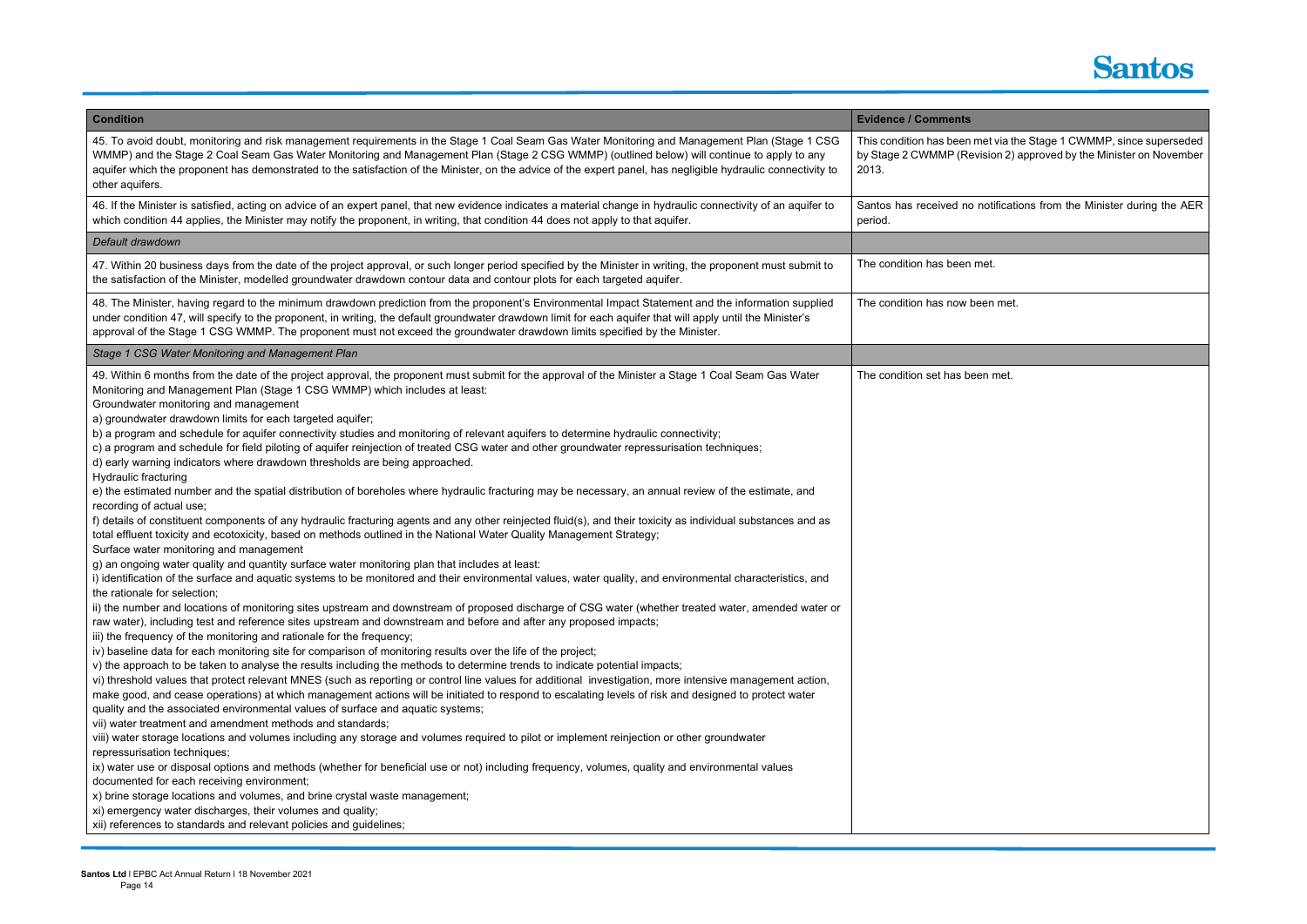| Condition | Evidence / Comments |
| --- | --- |
| 45. To avoid doubt, monitoring and risk management requirements in the Stage 1 Coal Seam Gas Water Monitoring and Management Plan (Stage 1 CSG WMMP) and the Stage 2 Coal Seam Gas Water Monitoring and Management Plan (Stage 2 CSG WMMP) (outlined below) will continue to apply to any aquifer which the proponent has demonstrated to the satisfaction of the Minister, on the advice of the expert panel, has negligible hydraulic connectivity to other aquifers. | This condition has been met via the Stage 1 CWMMP, since superseded by Stage 2 CWMMP (Revision 2) approved by the Minister on November 2013. |
| 46. If the Minister is satisfied, acting on advice of an expert panel, that new evidence indicates a material change in hydraulic connectivity of an aquifer to which condition 44 applies, the Minister may notify the proponent, in writing, that condition 44 does not apply to that aquifer. | Santos has received no notifications from the Minister during the AER period. |
| *Default drawdown* | |
| 47. Within 20 business days from the date of the project approval, or such longer period specified by the Minister in writing, the proponent must submit to the satisfaction of the Minister, modelled groundwater drawdown contour data and contour plots for each targeted aquifer. | The condition has been met. |
| 48. The Minister, having regard to the minimum drawdown prediction from the proponent's Environmental Impact Statement and the information supplied under condition 47, will specify to the proponent, in writing, the default groundwater drawdown limit for each aquifer that will apply until the Minister's approval of the Stage 1 CSG WMMP. The proponent must not exceed the groundwater drawdown limits specified by the Minister. | The condition has now been met. |
| *Stage 1 CSG Water Monitoring and Management Plan* | |
| 49. Within 6 months from the date of the project approval, the proponent must submit for the approval of the Minister a Stage 1 Coal Seam Gas Water Monitoring and Management Plan (Stage 1 CSG WMMP) which includes at least:<br>Groundwater monitoring and management<br>a) groundwater drawdown limits for each targeted aquifer;<br>b) a program and schedule for aquifer connectivity studies and monitoring of relevant aquifers to determine hydraulic connectivity;<br>c) a program and schedule for field piloting of aquifer reinjection of treated CSG water and other groundwater repressurisation techniques;<br>d) early warning indicators where drawdown thresholds are being approached.<br>Hydraulic fracturing<br>e) the estimated number and the spatial distribution of boreholes where hydraulic fracturing may be necessary, an annual review of the estimate, and recording of actual use;<br>f) details of constituent components of any hydraulic fracturing agents and any other reinjected fluid(s), and their toxicity as individual substances and as total effluent toxicity and ecotoxicity, based on methods outlined in the National Water Quality Management Strategy;<br>Surface water monitoring and management<br>g) an ongoing water quality and quantity surface water monitoring plan that includes at least:<br>i) identification of the surface and aquatic systems to be monitored and their environmental values, water quality, and environmental characteristics, and the rationale for selection;<br>ii) the number and locations of monitoring sites upstream and downstream of proposed discharge of CSG water (whether treated water, amended water or raw water), including test and reference sites upstream and downstream and before and after any proposed impacts;<br>iii) the frequency of the monitoring and rationale for the frequency;<br>iv) baseline data for each monitoring site for comparison of monitoring results over the life of the project;<br>v) the approach to be taken to analyse the results including the methods to determine trends to indicate potential impacts;<br>vi) threshold values that protect relevant MNES (such as reporting or control line values for additional investigation, more intensive management action, make good, and cease operations) at which management actions will be initiated to respond to escalating levels of risk and designed to protect water quality and the associated environmental values of surface and aquatic systems;<br>vii) water treatment and amendment methods and standards;<br>viii) water storage locations and volumes including any storage and volumes required to pilot or implement reinjection or other groundwater repressurisation techniques;<br>ix) water use or disposal options and methods (whether for beneficial use or not) including frequency, volumes, quality and environmental values documented for each receiving environment;<br>x) brine storage locations and volumes, and brine crystal waste management;<br>xi) emergency water discharges, their volumes and quality;<br>xii) references to standards and relevant policies and guidelines; | The condition set has been met. |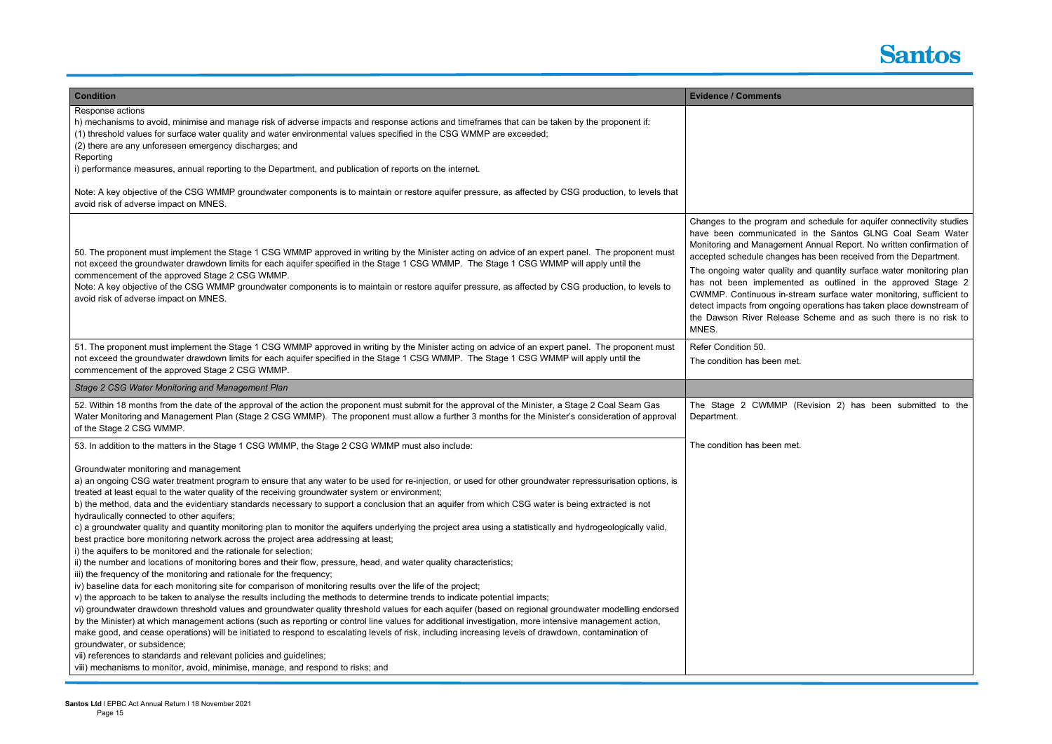| Condition | Evidence / Comments |
|---|---|
| Response actions<br>h) mechanisms to avoid, minimise and manage risk of adverse impacts and response actions and timeframes that can be taken by the proponent if:<br>(1) threshold values for surface water quality and water environmental values specified in the CSG WMMP are exceeded;<br>(2) there are any unforeseen emergency discharges; and<br>Reporting<br>i) performance measures, annual reporting to the Department, and publication of reports on the internet.<br><br>Note: A key objective of the CSG WMMP groundwater components is to maintain or restore aquifer pressure, as affected by CSG production, to levels that avoid risk of adverse impact on MNES. | |
| 50. The proponent must implement the Stage 1 CSG WMMP approved in writing by the Minister acting on advice of an expert panel. The proponent must not exceed the groundwater drawdown limits for each aquifer specified in the Stage 1 CSG WMMP. The Stage 1 CSG WMMP will apply until the commencement of the approved Stage 2 CSG WMMP.<br>Note: A key objective of the CSG WMMP groundwater components is to maintain or restore aquifer pressure, as affected by CSG production, to levels to avoid risk of adverse impact on MNES. | Changes to the program and schedule for aquifer connectivity studies have been communicated in the Santos GLNG Coal Seam Water Monitoring and Management Annual Report. No written confirmation of accepted schedule changes has been received from the Department.<br>The ongoing water quality and quantity surface water monitoring plan has not been implemented as outlined in the approved Stage 2 CWMMP. Continuous in-stream surface water monitoring, sufficient to detect impacts from ongoing operations has taken place downstream of the Dawson River Release Scheme and as such there is no risk to MNES. |
| 51. The proponent must implement the Stage 1 CSG WMMP approved in writing by the Minister acting on advice of an expert panel. The proponent must not exceed the groundwater drawdown limits for each aquifer specified in the Stage 1 CSG WMMP. The Stage 1 CSG WMMP will apply until the commencement of the approved Stage 2 CSG WMMP. | Refer Condition 50.<br>The condition has been met. |
| *Stage 2 CSG Water Monitoring and Management Plan* | |
| 52. Within 18 months from the date of the approval of the action the proponent must submit for the approval of the Minister, a Stage 2 Coal Seam Gas Water Monitoring and Management Plan (Stage 2 CSG WMMP). The proponent must allow a further 3 months for the Minister's consideration of approval of the Stage 2 CSG WMMP. | The Stage 2 CWMMP (Revision 2) has been submitted to the Department. |
| 53. In addition to the matters in the Stage 1 CSG WMMP, the Stage 2 CSG WMMP must also include:<br><br>Groundwater monitoring and management<br>a) an ongoing CSG water treatment program to ensure that any water to be used for re-injection, or used for other groundwater repressurisation options, is treated at least equal to the water quality of the receiving groundwater system or environment;<br>b) the method, data and the evidentiary standards necessary to support a conclusion that an aquifer from which CSG water is being extracted is not hydraulically connected to other aquifers;<br>c) a groundwater quality and quantity monitoring plan to monitor the aquifers underlying the project area using a statistically and hydrogeologically valid, best practice bore monitoring network across the project area addressing at least;<br>i) the aquifers to be monitored and the rationale for selection;<br>ii) the number and locations of monitoring bores and their flow, pressure, head, and water quality characteristics;<br>iii) the frequency of the monitoring and rationale for the frequency;<br>iv) baseline data for each monitoring site for comparison of monitoring results over the life of the project;<br>v) the approach to be taken to analyse the results including the methods to determine trends to indicate potential impacts;<br>vi) groundwater drawdown threshold values and groundwater quality threshold values for each aquifer (based on regional groundwater modelling endorsed by the Minister) at which management actions (such as reporting or control line values for additional investigation, more intensive management action, make good, and cease operations) will be initiated to respond to escalating levels of risk, including increasing levels of drawdown, contamination of groundwater, or subsidence;<br>vii) references to standards and relevant policies and guidelines;<br>viii) mechanisms to monitor, avoid, minimise, manage, and respond to risks; and | The condition has been met. |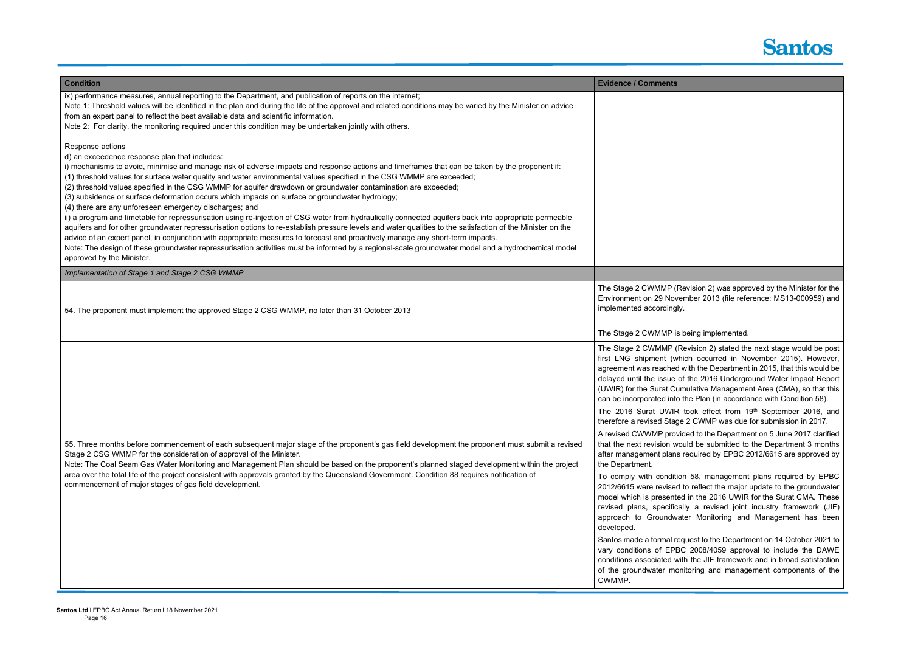| Condition | Evidence / Comments |
|---|---|
| ix) performance measures, annual reporting to the Department, and publication of reports on the internet;<br>Note 1: Threshold values will be identified in the plan and during the life of the approval and related conditions may be varied by the Minister on advice from an expert panel to reflect the best available data and scientific information.<br>Note 2: For clarity, the monitoring required under this condition may be undertaken jointly with others.<br><br>Response actions<br>d) an exceedence response plan that includes:<br>i) mechanisms to avoid, minimise and manage risk of adverse impacts and response actions and timeframes that can be taken by the proponent if:<br>(1) threshold values for surface water quality and water environmental values specified in the CSG WMMP are exceeded;<br>(2) threshold values specified in the CSG WMMP for aquifer drawdown or groundwater contamination are exceeded;<br>(3) subsidence or surface deformation occurs which impacts on surface or groundwater hydrology;<br>(4) there are any unforeseen emergency discharges; and<br>ii) a program and timetable for repressurisation using re-injection of CSG water from hydraulically connected aquifers back into appropriate permeable aquifers and for other groundwater repressurisation options to re-establish pressure levels and water qualities to the satisfaction of the Minister on the advice of an expert panel, in conjunction with appropriate measures to forecast and proactively manage any short-term impacts.<br>Note: The design of these groundwater repressurisation activities must be informed by a regional-scale groundwater model and a hydrochemical model approved by the Minister. | |
| *Implementation of Stage 1 and Stage 2 CSG WMMP* | |
| 54. The proponent must implement the approved Stage 2 CSG WMMP, no later than 31 October 2013 | The Stage 2 CWMMP (Revision 2) was approved by the Minister for the Environment on 29 November 2013 (file reference: MS13-000959) and implemented accordingly.<br><br>The Stage 2 CWMMP is being implemented. |
| 55. Three months before commencement of each subsequent major stage of the proponent's gas field development the proponent must submit a revised Stage 2 CSG WMMP for the consideration of approval of the Minister.<br>Note: The Coal Seam Gas Water Monitoring and Management Plan should be based on the proponent's planned staged development within the project area over the total life of the project consistent with approvals granted by the Queensland Government. Condition 88 requires notification of commencement of major stages of gas field development. | The Stage 2 CWMMP (Revision 2) stated the next stage would be post first LNG shipment (which occurred in November 2015). However, agreement was reached with the Department in 2015, that this would be delayed until the issue of the 2016 Underground Water Impact Report (UWIR) for the Surat Cumulative Management Area (CMA), so that this can be incorporated into the Plan (in accordance with Condition 58).<br>The 2016 Surat UWIR took effect from 19th September 2016, and therefore a revised Stage 2 CWMP was due for submission in 2017.<br>A revised CWWMP provided to the Department on 5 June 2017 clarified that the next revision would be submitted to the Department 3 months after management plans required by EPBC 2012/6615 are approved by the Department.<br>To comply with condition 58, management plans required by EPBC 2012/6615 were revised to reflect the major update to the groundwater model which is presented in the 2016 UWIR for the Surat CMA. These revised plans, specifically a revised joint industry framework (JIF) approach to Groundwater Monitoring and Management has been developed.<br>Santos made a formal request to the Department on 14 October 2021 to vary conditions of EPBC 2008/4059 approval to include the DAWE conditions associated with the JIF framework and in broad satisfaction of the groundwater monitoring and management components of the CWMMP. |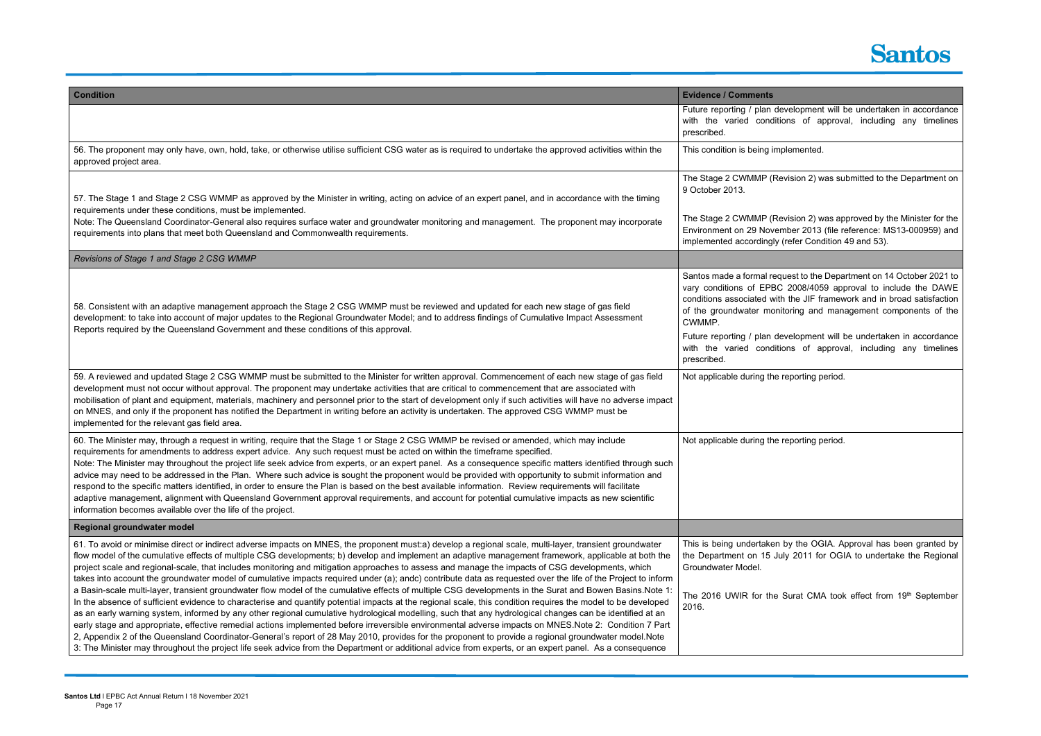| Condition | Evidence / Comments |
|---|---|
| | Future reporting / plan development will be undertaken in accordance with the varied conditions of approval, including any timelines prescribed. |
| 56. The proponent may only have, own, hold, take, or otherwise utilise sufficient CSG water as is required to undertake the approved activities within the approved project area. | This condition is being implemented. |
| 57. The Stage 1 and Stage 2 CSG WMMP as approved by the Minister in writing, acting on advice of an expert panel, and in accordance with the timing requirements under these conditions, must be implemented.<br>Note: The Queensland Coordinator-General also requires surface water and groundwater monitoring and management. The proponent may incorporate requirements into plans that meet both Queensland and Commonwealth requirements. | The Stage 2 CWMMP (Revision 2) was submitted to the Department on 9 October 2013.<br><br>The Stage 2 CWMMP (Revision 2) was approved by the Minister for the Environment on 29 November 2013 (file reference: MS13-000959) and implemented accordingly (refer Condition 49 and 53). |
| *Revisions of Stage 1 and Stage 2 CSG WMMP* | |
| 58. Consistent with an adaptive management approach the Stage 2 CSG WMMP must be reviewed and updated for each new stage of gas field development: to take into account of major updates to the Regional Groundwater Model; and to address findings of Cumulative Impact Assessment Reports required by the Queensland Government and these conditions of this approval. | Santos made a formal request to the Department on 14 October 2021 to vary conditions of EPBC 2008/4059 approval to include the DAWE conditions associated with the JIF framework and in broad satisfaction of the groundwater monitoring and management components of the CWMMP.<br>Future reporting / plan development will be undertaken in accordance with the varied conditions of approval, including any timelines prescribed. |
| 59. A reviewed and updated Stage 2 CSG WMMP must be submitted to the Minister for written approval. Commencement of each new stage of gas field development must not occur without approval. The proponent may undertake activities that are critical to commencement that are associated with mobilisation of plant and equipment, materials, machinery and personnel prior to the start of development only if such activities will have no adverse impact on MNES, and only if the proponent has notified the Department in writing before an activity is undertaken. The approved CSG WMMP must be implemented for the relevant gas field area. | Not applicable during the reporting period. |
| 60. The Minister may, through a request in writing, require that the Stage 1 or Stage 2 CSG WMMP be revised or amended, which may include requirements for amendments to address expert advice. Any such request must be acted on within the timeframe specified.<br>Note: The Minister may throughout the project life seek advice from experts, or an expert panel. As a consequence specific matters identified through such advice may need to be addressed in the Plan. Where such advice is sought the proponent would be provided with opportunity to submit information and respond to the specific matters identified, in order to ensure the Plan is based on the best available information. Review requirements will facilitate adaptive management, alignment with Queensland Government approval requirements, and account for potential cumulative impacts as new scientific information becomes available over the life of the project. | Not applicable during the reporting period. |
| **Regional groundwater model** | |
| 61. To avoid or minimise direct or indirect adverse impacts on MNES, the proponent must:a) develop a regional scale, multi-layer, transient groundwater flow model of the cumulative effects of multiple CSG developments; b) develop and implement an adaptive management framework, applicable at both the project scale and regional-scale, that includes monitoring and mitigation approaches to assess and manage the impacts of CSG developments, which takes into account the groundwater model of cumulative impacts required under (a); andc) contribute data as requested over the life of the Project to inform a Basin-scale multi-layer, transient groundwater flow model of the cumulative effects of multiple CSG developments in the Surat and Bowen Basins.Note 1: In the absence of sufficient evidence to characterise and quantify potential impacts at the regional scale, this condition requires the model to be developed as an early warning system, informed by any other regional cumulative hydrological modelling, such that any hydrological changes can be identified at an early stage and appropriate, effective remedial actions implemented before irreversible environmental adverse impacts on MNES.Note 2: Condition 7 Part 2, Appendix 2 of the Queensland Coordinator-General's report of 28 May 2010, provides for the proponent to provide a regional groundwater model.Note 3: The Minister may throughout the project life seek advice from the Department or additional advice from experts, or an expert panel. As a consequence | This is being undertaken by the OGIA. Approval has been granted by the Department on 15 July 2011 for OGIA to undertake the Regional Groundwater Model.<br><br>The 2016 UWIR for the Surat CMA took effect from 19th September 2016. |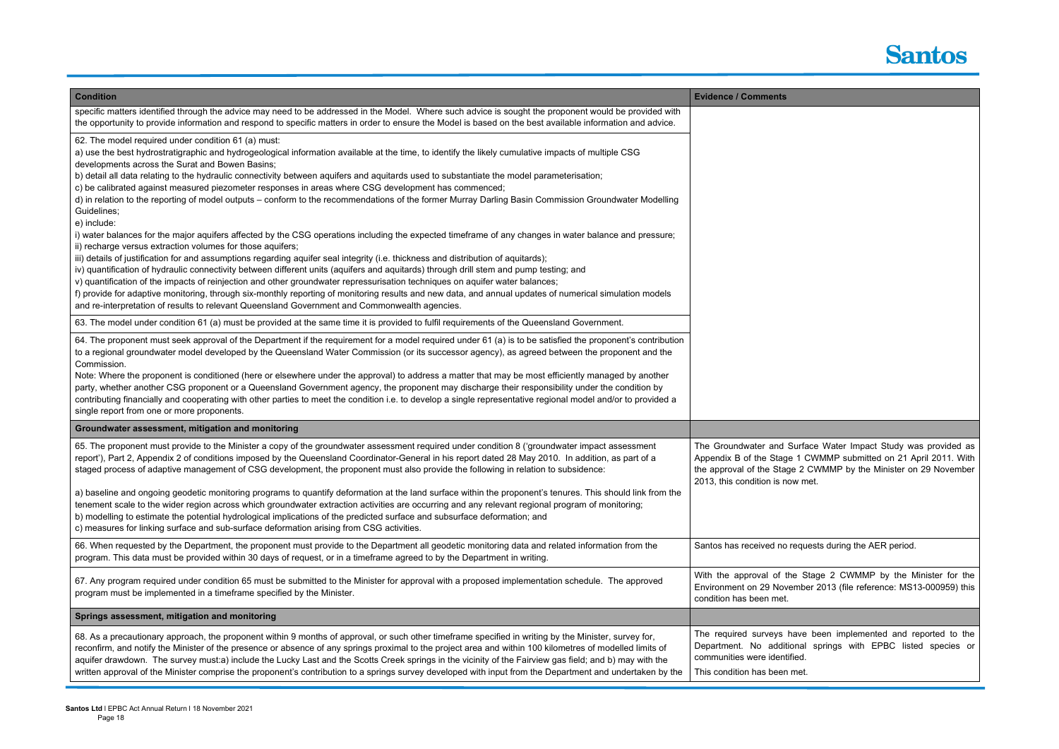| Condition | Evidence / Comments |
|---|---|
| specific matters identified through the advice may need to be addressed in the Model. Where such advice is sought the proponent would be provided with the opportunity to provide information and respond to specific matters in order to ensure the Model is based on the best available information and advice. | |
| 62. The model required under condition 61 (a) must:<br>a) use the best hydrostratigraphic and hydrogeological information available at the time, to identify the likely cumulative impacts of multiple CSG developments across the Surat and Bowen Basins;<br>b) detail all data relating to the hydraulic connectivity between aquifers and aquitards used to substantiate the model parameterisation;<br>c) be calibrated against measured piezometer responses in areas where CSG development has commenced;<br>d) in relation to the reporting of model outputs – conform to the recommendations of the former Murray Darling Basin Commission Groundwater Modelling Guidelines;<br>e) include:<br>i) water balances for the major aquifers affected by the CSG operations including the expected timeframe of any changes in water balance and pressure;<br>ii) recharge versus extraction volumes for those aquifers;<br>iii) details of justification for and assumptions regarding aquifer seal integrity (i.e. thickness and distribution of aquitards);<br>iv) quantification of hydraulic connectivity between different units (aquifers and aquitards) through drill stem and pump testing; and<br>v) quantification of the impacts of reinjection and other groundwater repressurisation techniques on aquifer water balances;<br>f) provide for adaptive monitoring, through six-monthly reporting of monitoring results and new data, and annual updates of numerical simulation models and re-interpretation of results to relevant Queensland Government and Commonwealth agencies. | |
| 63. The model under condition 61 (a) must be provided at the same time it is provided to fulfil requirements of the Queensland Government. | |
| 64. The proponent must seek approval of the Department if the requirement for a model required under 61 (a) is to be satisfied the proponent's contribution to a regional groundwater model developed by the Queensland Water Commission (or its successor agency), as agreed between the proponent and the Commission.<br>Note: Where the proponent is conditioned (here or elsewhere under the approval) to address a matter that may be most efficiently managed by another party, whether another CSG proponent or a Queensland Government agency, the proponent may discharge their responsibility under the condition by contributing financially and cooperating with other parties to meet the condition i.e. to develop a single representative regional model and/or to provided a single report from one or more proponents. | |
| **Groundwater assessment, mitigation and monitoring** | |
| 65. The proponent must provide to the Minister a copy of the groundwater assessment required under condition 8 ('groundwater impact assessment report'), Part 2, Appendix 2 of conditions imposed by the Queensland Coordinator-General in his report dated 28 May 2010. In addition, as part of a staged process of adaptive management of CSG development, the proponent must also provide the following in relation to subsidence:<br><br>a) baseline and ongoing geodetic monitoring programs to quantify deformation at the land surface within the proponent's tenures. This should link from the tenement scale to the wider region across which groundwater extraction activities are occurring and any relevant regional program of monitoring;<br>b) modelling to estimate the potential hydrological implications of the predicted surface and subsurface deformation; and<br>c) measures for linking surface and sub-surface deformation arising from CSG activities. | The Groundwater and Surface Water Impact Study was provided as Appendix B of the Stage 1 CWMMP submitted on 21 April 2011. With the approval of the Stage 2 CWMMP by the Minister on 29 November 2013, this condition is now met. |
| 66. When requested by the Department, the proponent must provide to the Department all geodetic monitoring data and related information from the program. This data must be provided within 30 days of request, or in a timeframe agreed to by the Department in writing. | Santos has received no requests during the AER period. |
| 67. Any program required under condition 65 must be submitted to the Minister for approval with a proposed implementation schedule. The approved program must be implemented in a timeframe specified by the Minister. | With the approval of the Stage 2 CWMMP by the Minister for the Environment on 29 November 2013 (file reference: MS13-000959) this condition has been met. |
| **Springs assessment, mitigation and monitoring** | |
| 68. As a precautionary approach, the proponent within 9 months of approval, or such other timeframe specified in writing by the Minister, survey for, reconfirm, and notify the Minister of the presence or absence of any springs proximal to the project area and within 100 kilometres of modelled limits of aquifer drawdown. The survey must:a) include the Lucky Last and the Scotts Creek springs in the vicinity of the Fairview gas field; and b) may with the written approval of the Minister comprise the proponent's contribution to a springs survey developed with input from the Department and undertaken by the | The required surveys have been implemented and reported to the Department. No additional springs with EPBC listed species or communities were identified.<br><br>This condition has been met. |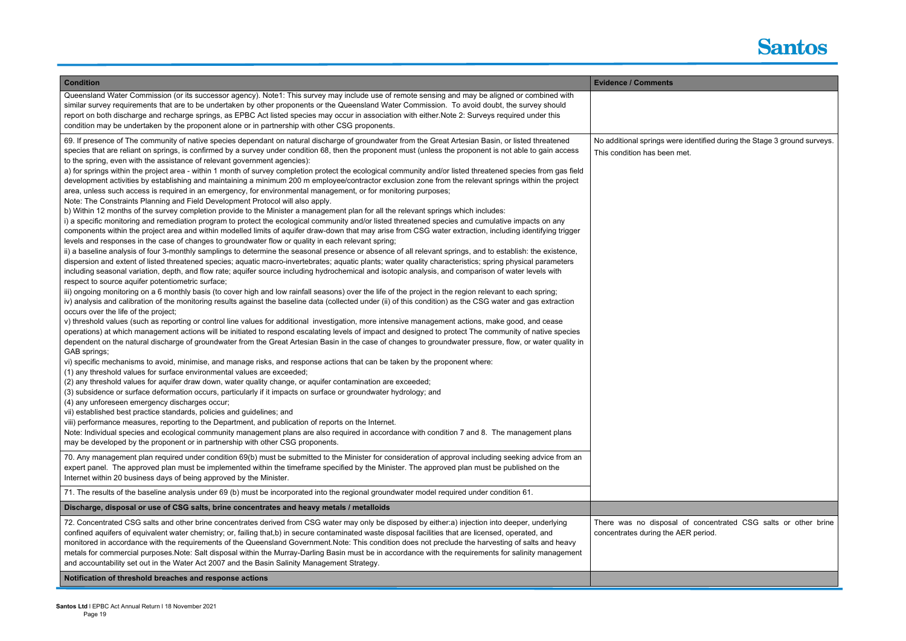| Condition | Evidence / Comments |
| --- | --- |
| Queensland Water Commission (or its successor agency). Note1: This survey may include use of remote sensing and may be aligned or combined with similar survey requirements that are to be undertaken by other proponents or the Queensland Water Commission. To avoid doubt, the survey should report on both discharge and recharge springs, as EPBC Act listed species may occur in association with either.Note 2: Surveys required under this condition may be undertaken by the proponent alone or in partnership with other CSG proponents. | |
| 69. If presence of The community of native species dependant on natural discharge of groundwater from the Great Artesian Basin, or listed threatened species that are reliant on springs, is confirmed by a survey under condition 68, then the proponent must (unless the proponent is not able to gain access to the spring, even with the assistance of relevant government agencies):<br>a) for springs within the project area - within 1 month of survey completion protect the ecological community and/or listed threatened species from gas field development activities by establishing and maintaining a minimum 200 m employee/contractor exclusion zone from the relevant springs within the project area, unless such access is required in an emergency, for environmental management, or for monitoring purposes;<br>Note: The Constraints Planning and Field Development Protocol will also apply.<br>b) Within 12 months of the survey completion provide to the Minister a management plan for all the relevant springs which includes:<br>i) a specific monitoring and remediation program to protect the ecological community and/or listed threatened species and cumulative impacts on any components within the project area and within modelled limits of aquifer draw-down that may arise from CSG water extraction, including identifying trigger levels and responses in the case of changes to groundwater flow or quality in each relevant spring;<br>ii) a baseline analysis of four 3-monthly samplings to determine the seasonal presence or absence of all relevant springs, and to establish: the existence, dispersion and extent of listed threatened species; aquatic macro-invertebrates; aquatic plants; water quality characteristics; spring physical parameters including seasonal variation, depth, and flow rate; aquifer source including hydrochemical and isotopic analysis, and comparison of water levels with respect to source aquifer potentiometric surface;<br>iii) ongoing monitoring on a 6 monthly basis (to cover high and low rainfall seasons) over the life of the project in the region relevant to each spring;<br>iv) analysis and calibration of the monitoring results against the baseline data (collected under (ii) of this condition) as the CSG water and gas extraction occurs over the life of the project;<br>v) threshold values (such as reporting or control line values for additional investigation, more intensive management actions, make good, and cease operations) at which management actions will be initiated to respond escalating levels of impact and designed to protect The community of native species dependent on the natural discharge of groundwater from the Great Artesian Basin in the case of changes to groundwater pressure, flow, or water quality in GAB springs;<br>vi) specific mechanisms to avoid, minimise, and manage risks, and response actions that can be taken by the proponent where:<br>(1) any threshold values for surface environmental values are exceeded;<br>(2) any threshold values for aquifer draw down, water quality change, or aquifer contamination are exceeded;<br>(3) subsidence or surface deformation occurs, particularly if it impacts on surface or groundwater hydrology; and<br>(4) any unforeseen emergency discharges occur;<br>vii) established best practice standards, policies and guidelines; and<br>viii) performance measures, reporting to the Department, and publication of reports on the Internet.<br>Note: Individual species and ecological community management plans are also required in accordance with condition 7 and 8. The management plans may be developed by the proponent or in partnership with other CSG proponents. | No additional springs were identified during the Stage 3 ground surveys. This condition has been met. |
| 70. Any management plan required under condition 69(b) must be submitted to the Minister for consideration of approval including seeking advice from an expert panel. The approved plan must be implemented within the timeframe specified by the Minister. The approved plan must be published on the Internet within 20 business days of being approved by the Minister. | |
| 71. The results of the baseline analysis under 69 (b) must be incorporated into the regional groundwater model required under condition 61. | |
| **Discharge, disposal or use of CSG salts, brine concentrates and heavy metals / metalloids** | |
| 72. Concentrated CSG salts and other brine concentrates derived from CSG water may only be disposed by either:a) injection into deeper, underlying confined aquifers of equivalent water chemistry; or, failing that,b) in secure contaminated waste disposal facilities that are licensed, operated, and monitored in accordance with the requirements of the Queensland Government.Note: This condition does not preclude the harvesting of salts and heavy metals for commercial purposes.Note: Salt disposal within the Murray-Darling Basin must be in accordance with the requirements for salinity management and accountability set out in the Water Act 2007 and the Basin Salinity Management Strategy. | There was no disposal of concentrated CSG salts or other brine concentrates during the AER period. |
| **Notification of threshold breaches and response actions** | |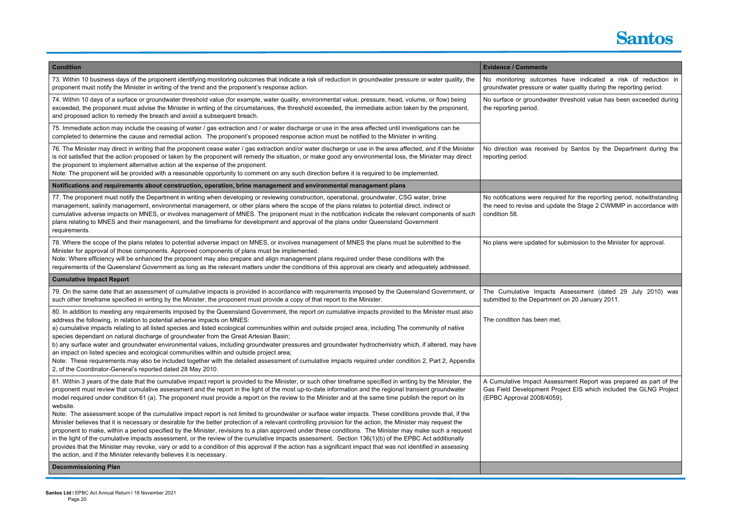| Condition | Evidence / Comments |
| --- | --- |
| 73. Within 10 business days of the proponent identifying monitoring outcomes that indicate a risk of reduction in groundwater pressure or water quality, the proponent must notify the Minister in writing of the trend and the proponent's response action. | No monitoring outcomes have indicated a risk of reduction in groundwater pressure or water quality during the reporting period. |
| 74. Within 10 days of a surface or groundwater threshold value (for example, water quality, environmental value, pressure, head, volume, or flow) being exceeded, the proponent must advise the Minister in writing of the circumstances, the threshold exceeded, the immediate action taken by the proponent, and proposed action to remedy the breach and avoid a subsequent breach. | No surface or groundwater threshold value has been exceeded during the reporting period. |
| 75. Immediate action may include the ceasing of water / gas extraction and / or water discharge or use in the area affected until investigations can be completed to determine the cause and remedial action. The proponent's proposed response action must be notified to the Minister in writing. | |
| 76. The Minister may direct in writing that the proponent cease water / gas extraction and/or water discharge or use in the area affected, and if the Minister is not satisfied that the action proposed or taken by the proponent will remedy the situation, or make good any environmental loss, the Minister may direct the proponent to implement alternative action at the expense of the proponent.<br>Note: The proponent will be provided with a reasonable opportunity to comment on any such direction before it is required to be implemented. | No direction was received by Santos by the Department during the reporting period. |
| **Notifications and requirements about construction, operation, brine management and environmental management plans** | |
| 77. The proponent must notify the Department in writing when developing or reviewing construction, operational, groundwater, CSG water, brine management, salinity management, environmental management, or other plans where the scope of the plans relates to potential direct, indirect or cumulative adverse impacts on MNES, or involves management of MNES. The proponent must in the notification indicate the relevant components of such plans relating to MNES and their management, and the timeframe for development and approval of the plans under Queensland Government requirements. | No notifications were required for the reporting period, notwithstanding the need to revise and update the Stage 2 CWMMP in accordance with condition 58. |
| 78. Where the scope of the plans relates to potential adverse impact on MNES, or involves management of MNES the plans must be submitted to the Minister for approval of those components. Approved components of plans must be implemented.<br>Note: Where efficiency will be enhanced the proponent may also prepare and align management plans required under these conditions with the requirements of the Queensland Government as long as the relevant matters under the conditions of this approval are clearly and adequately addressed. | No plans were updated for submission to the Minister for approval. |
| **Cumulative Impact Report** | |
| 79. On the same date that an assessment of cumulative impacts is provided in accordance with requirements imposed by the Queensland Government, or such other timeframe specified in writing by the Minister, the proponent must provide a copy of that report to the Minister. | The Cumulative Impacts Assessment (dated 29 July 2010) was submitted to the Department on 20 January 2011. |
| 80. In addition to meeting any requirements imposed by the Queensland Government, the report on cumulative impacts provided to the Minister must also address the following, in relation to potential adverse impacts on MNES:<br>a) cumulative impacts relating to all listed species and listed ecological communities within and outside project area, including The community of native species dependant on natural discharge of groundwater from the Great Artesian Basin;<br>b) any surface water and groundwater environmental values, including groundwater pressures and groundwater hydrochemistry which, if altered, may have an impact on listed species and ecological communities within and outside project area;<br>Note: These requirements may also be included together with the detailed assessment of cumulative impacts required under condition 2, Part 2, Appendix 2, of the Coordinator-General's reported dated 28 May 2010. | The condition has been met. |
| 81. Within 3 years of the date that the cumulative impact report is provided to the Minister, or such other timeframe specified in writing by the Minister, the proponent must review that cumulative assessment and the report in the light of the most up-to-date information and the regional transient groundwater model required under condition 61 (a). The proponent must provide a report on the review to the Minister and at the same time publish the report on its website.<br>Note: The assessment scope of the cumulative impact report is not limited to groundwater or surface water impacts. These conditions provide that, if the Minister believes that it is necessary or desirable for the better protection of a relevant controlling provision for the action, the Minister may request the proponent to make, within a period specified by the Minister, revisions to a plan approved under these conditions. The Minister may make such a request in the light of the cumulative impacts assessment, or the review of the cumulative impacts assessment. Section 136(1)(b) of the EPBC Act additionally provides that the Minister may revoke, vary or add to a condition of this approval if the action has a significant impact that was not identified in assessing the action, and if the Minister relevantly believes it is necessary. | A Cumulative Impact Assessment Report was prepared as part of the Gas Field Development Project EIS which included the GLNG Project (EPBC Approval 2008/4059). |
| **Decommissioning Plan** | |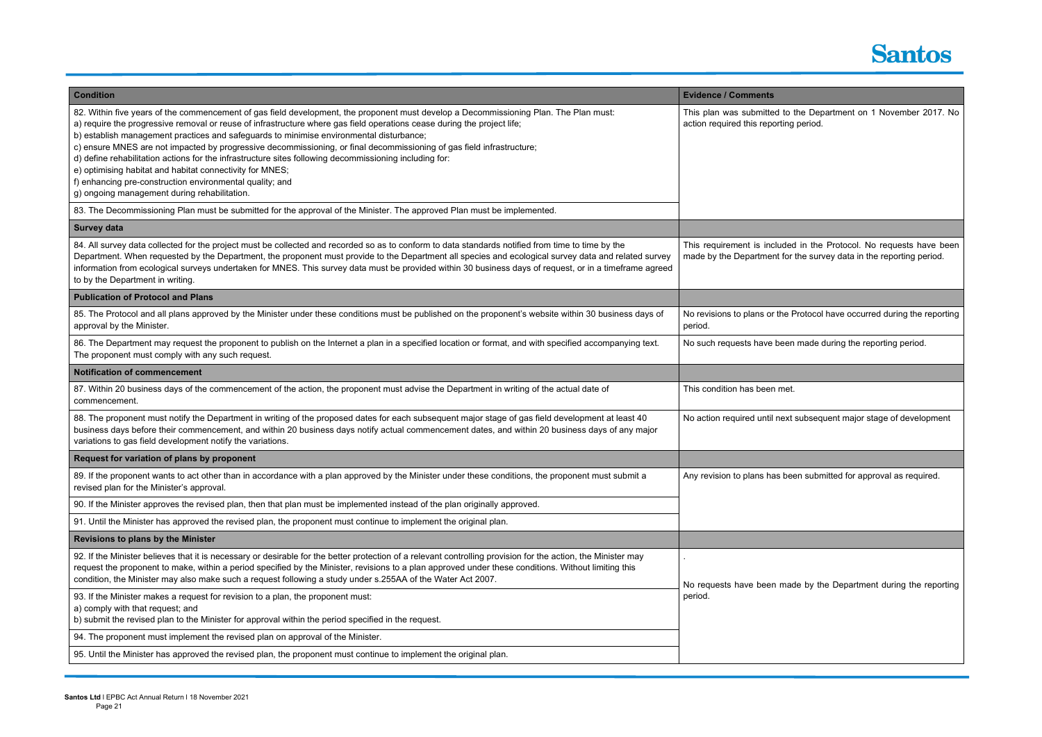| Condition | Evidence / Comments |
|---|---|
| 82. Within five years of the commencement of gas field development, the proponent must develop a Decommissioning Plan. The Plan must:<br>a) require the progressive removal or reuse of infrastructure where gas field operations cease during the project life;<br>b) establish management practices and safeguards to minimise environmental disturbance;<br>c) ensure MNES are not impacted by progressive decommissioning, or final decommissioning of gas field infrastructure;<br>d) define rehabilitation actions for the infrastructure sites following decommissioning including for:<br>e) optimising habitat and habitat connectivity for MNES;<br>f) enhancing pre-construction environmental quality; and<br>g) ongoing management during rehabilitation. | This plan was submitted to the Department on 1 November 2017. No action required this reporting period. |
| 83. The Decommissioning Plan must be submitted for the approval of the Minister. The approved Plan must be implemented. | |
| **Survey data** | |
| 84. All survey data collected for the project must be collected and recorded so as to conform to data standards notified from time to time by the Department. When requested by the Department, the proponent must provide to the Department all species and ecological survey data and related survey information from ecological surveys undertaken for MNES. This survey data must be provided within 30 business days of request, or in a timeframe agreed to by the Department in writing. | This requirement is included in the Protocol. No requests have been made by the Department for the survey data in the reporting period. |
| **Publication of Protocol and Plans** | |
| 85. The Protocol and all plans approved by the Minister under these conditions must be published on the proponent's website within 30 business days of approval by the Minister. | No revisions to plans or the Protocol have occurred during the reporting period. |
| 86. The Department may request the proponent to publish on the Internet a plan in a specified location or format, and with specified accompanying text. The proponent must comply with any such request. | No such requests have been made during the reporting period. |
| **Notification of commencement** | |
| 87. Within 20 business days of the commencement of the action, the proponent must advise the Department in writing of the actual date of commencement. | This condition has been met. |
| 88. The proponent must notify the Department in writing of the proposed dates for each subsequent major stage of gas field development at least 40 business days before their commencement, and within 20 business days notify actual commencement dates, and within 20 business days of any major variations to gas field development notify the variations. | No action required until next subsequent major stage of development |
| **Request for variation of plans by proponent** | |
| 89. If the proponent wants to act other than in accordance with a plan approved by the Minister under these conditions, the proponent must submit a revised plan for the Minister's approval. | Any revision to plans has been submitted for approval as required. |
| 90. If the Minister approves the revised plan, then that plan must be implemented instead of the plan originally approved. | |
| 91. Until the Minister has approved the revised plan, the proponent must continue to implement the original plan. | |
| **Revisions to plans by the Minister** | |
| 92. If the Minister believes that it is necessary or desirable for the better protection of a relevant controlling provision for the action, the Minister may request the proponent to make, within a period specified by the Minister, revisions to a plan approved under these conditions. Without limiting this condition, the Minister may also make such a request following a study under s.255AA of the Water Act 2007. | .<br>No requests have been made by the Department during the reporting period. |
| 93. If the Minister makes a request for revision to a plan, the proponent must:<br>a) comply with that request; and<br>b) submit the revised plan to the Minister for approval within the period specified in the request. | |
| 94. The proponent must implement the revised plan on approval of the Minister. | |
| 95. Until the Minister has approved the revised plan, the proponent must continue to implement the original plan. | |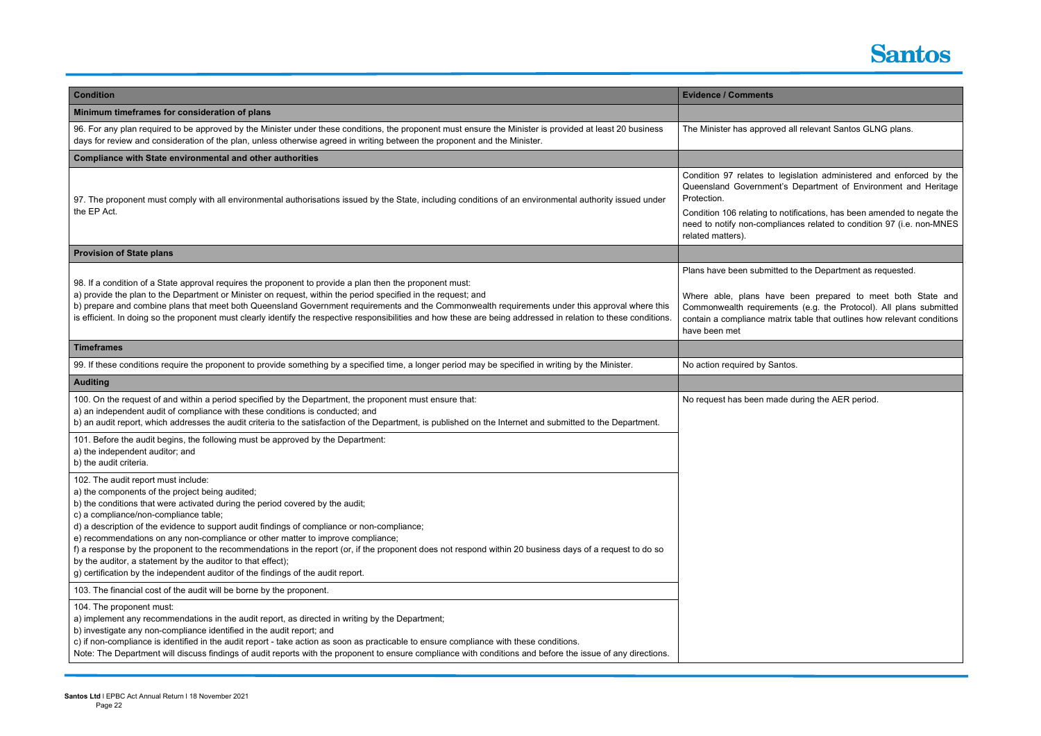| Condition | Evidence / Comments |
|---|---|
| **Minimum timeframes for consideration of plans** | |
| 96. For any plan required to be approved by the Minister under these conditions, the proponent must ensure the Minister is provided at least 20 business days for review and consideration of the plan, unless otherwise agreed in writing between the proponent and the Minister. | The Minister has approved all relevant Santos GLNG plans. |
| **Compliance with State environmental and other authorities** | |
| 97. The proponent must comply with all environmental authorisations issued by the State, including conditions of an environmental authority issued under the EP Act. | Condition 97 relates to legislation administered and enforced by the Queensland Government's Department of Environment and Heritage Protection.<br><br>Condition 106 relating to notifications, has been amended to negate the need to notify non-compliances related to condition 97 (i.e. non-MNES related matters). |
| **Provision of State plans** | |
| 98. If a condition of a State approval requires the proponent to provide a plan then the proponent must:<br>a) provide the plan to the Department or Minister on request, within the period specified in the request; and<br>b) prepare and combine plans that meet both Queensland Government requirements and the Commonwealth requirements under this approval where this is efficient. In doing so the proponent must clearly identify the respective responsibilities and how these are being addressed in relation to these conditions. | Plans have been submitted to the Department as requested.<br><br>Where able, plans have been prepared to meet both State and Commonwealth requirements (e.g. the Protocol). All plans submitted contain a compliance matrix table that outlines how relevant conditions have been met |
| **Timeframes** | |
| 99. If these conditions require the proponent to provide something by a specified time, a longer period may be specified in writing by the Minister. | No action required by Santos. |
| **Auditing** | |
| 100. On the request of and within a period specified by the Department, the proponent must ensure that:<br>a) an independent audit of compliance with these conditions is conducted; and<br>b) an audit report, which addresses the audit criteria to the satisfaction of the Department, is published on the Internet and submitted to the Department. | No request has been made during the AER period. |
| 101. Before the audit begins, the following must be approved by the Department:<br>a) the independent auditor; and<br>b) the audit criteria. | |
| 102. The audit report must include:<br>a) the components of the project being audited;<br>b) the conditions that were activated during the period covered by the audit;<br>c) a compliance/non-compliance table;<br>d) a description of the evidence to support audit findings of compliance or non-compliance;<br>e) recommendations on any non-compliance or other matter to improve compliance;<br>f) a response by the proponent to the recommendations in the report (or, if the proponent does not respond within 20 business days of a request to do so by the auditor, a statement by the auditor to that effect);<br>g) certification by the independent auditor of the findings of the audit report. | |
| 103. The financial cost of the audit will be borne by the proponent. | |
| 104. The proponent must:<br>a) implement any recommendations in the audit report, as directed in writing by the Department;<br>b) investigate any non-compliance identified in the audit report; and<br>c) if non-compliance is identified in the audit report - take action as soon as practicable to ensure compliance with these conditions.<br>Note: The Department will discuss findings of audit reports with the proponent to ensure compliance with conditions and before the issue of any directions. | |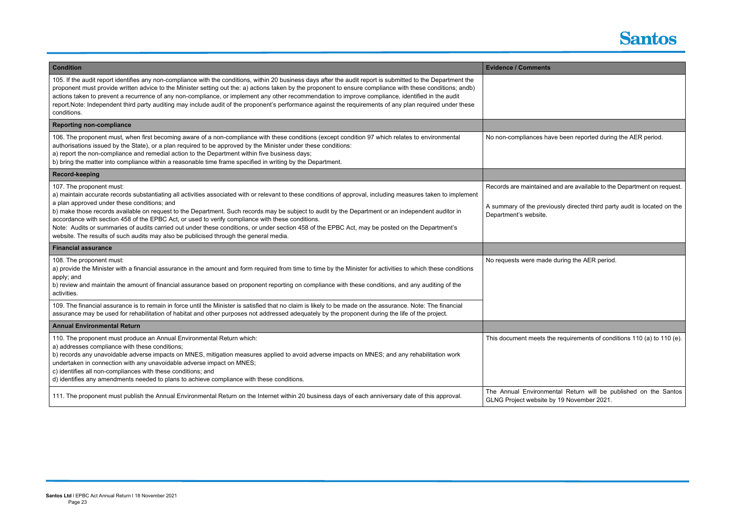| Condition | Evidence / Comments |
|---|---|
| 105. If the audit report identifies any non-compliance with the conditions, within 20 business days after the audit report is submitted to the Department the proponent must provide written advice to the Minister setting out the: a) actions taken by the proponent to ensure compliance with these conditions; andb) actions taken to prevent a recurrence of any non-compliance, or implement any other recommendation to improve compliance, identified in the audit report.Note: Independent third party auditing may include audit of the proponent's performance against the requirements of any plan required under these conditions. | |
| **Reporting non-compliance** | |
| 106. The proponent must, when first becoming aware of a non-compliance with these conditions (except condition 97 which relates to environmental authorisations issued by the State), or a plan required to be approved by the Minister under these conditions:<br>a) report the non-compliance and remedial action to the Department within five business days;<br>b) bring the matter into compliance within a reasonable time frame specified in writing by the Department. | No non-compliances have been reported during the AER period. |
| **Record-keeping** | |
| 107. The proponent must:<br>a) maintain accurate records substantiating all activities associated with or relevant to these conditions of approval, including measures taken to implement a plan approved under these conditions; and<br>b) make those records available on request to the Department. Such records may be subject to audit by the Department or an independent auditor in accordance with section 458 of the EPBC Act, or used to verify compliance with these conditions.<br>Note: Audits or summaries of audits carried out under these conditions, or under section 458 of the EPBC Act, may be posted on the Department's website. The results of such audits may also be publicised through the general media. | Records are maintained and are available to the Department on request.<br><br>A summary of the previously directed third party audit is located on the Department's website. |
| **Financial assurance** | |
| 108. The proponent must:<br>a) provide the Minister with a financial assurance in the amount and form required from time to time by the Minister for activities to which these conditions apply; and<br>b) review and maintain the amount of financial assurance based on proponent reporting on compliance with these conditions, and any auditing of the activities. | No requests were made during the AER period. |
| 109. The financial assurance is to remain in force until the Minister is satisfied that no claim is likely to be made on the assurance. Note: The financial assurance may be used for rehabilitation of habitat and other purposes not addressed adequately by the proponent during the life of the project. | |
| **Annual Environmental Return** | |
| 110. The proponent must produce an Annual Environmental Return which:<br>a) addresses compliance with these conditions;<br>b) records any unavoidable adverse impacts on MNES, mitigation measures applied to avoid adverse impacts on MNES; and any rehabilitation work undertaken in connection with any unavoidable adverse impact on MNES;<br>c) identifies all non-compliances with these conditions; and<br>d) identifies any amendments needed to plans to achieve compliance with these conditions. | This document meets the requirements of conditions 110 (a) to 110 (e). |
| 111. The proponent must publish the Annual Environmental Return on the Internet within 20 business days of each anniversary date of this approval. | The Annual Environmental Return will be published on the Santos GLNG Project website by 19 November 2021. |